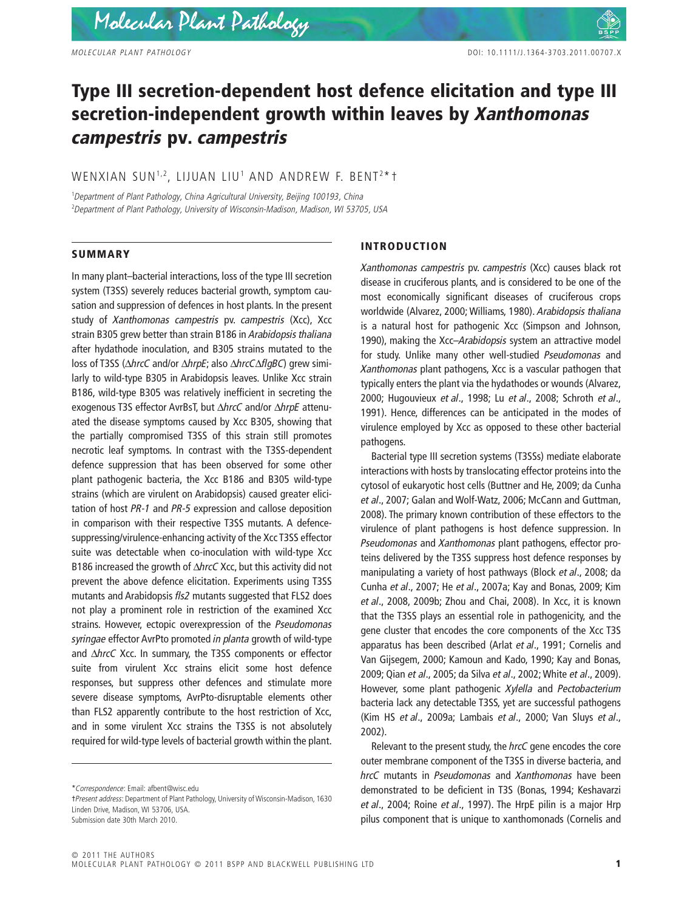# Type III secretion-dependent host defence elicitation and type III secretion-independent growth within leaves by *Xanthomonas campestris* pv. *campestris*

WENXIAN SUN[1,2], LIJUAN LIU[1] AND ANDREW F. BENT[2]*†

[1]*Department of Plant Pathology, China Agricultural University, Beijing 100193, China*
[2]*Department of Plant Pathology, University of Wisconsin-Madison, Madison, WI 53705, USA*

## SUMMARY

In many plant–bacterial interactions, loss of the type III secretion system (T3SS) severely reduces bacterial growth, symptom causation and suppression of defences in host plants. In the present study of *Xanthomonas campestris* pv. *campestris* (Xcc), Xcc strain B305 grew better than strain B186 in *Arabidopsis thaliana* after hydathode inoculation, and B305 strains mutated to the loss of T3SS (Δ*hrcC* and/or Δ*hrpE*; also Δ*hrcC*Δ*flgBC*) grew similarly to wild-type B305 in Arabidopsis leaves. Unlike Xcc strain B186, wild-type B305 was relatively inefficient in secreting the exogenous T3S effector AvrBsT, but Δ*hrcC* and/or Δ*hrpE* attenuated the disease symptoms caused by Xcc B305, showing that the partially compromised T3SS of this strain still promotes necrotic leaf symptoms. In contrast with the T3SS-dependent defence suppression that has been observed for some other plant pathogenic bacteria, the Xcc B186 and B305 wild-type strains (which are virulent on Arabidopsis) caused greater elicitation of host *PR-1* and *PR-5* expression and callose deposition in comparison with their respective T3SS mutants. A defence-suppressing/virulence-enhancing activity of the Xcc T3SS effector suite was detectable when co-inoculation with wild-type Xcc B186 increased the growth of Δ*hrcC* Xcc, but this activity did not prevent the above defence elicitation. Experiments using T3SS mutants and Arabidopsis *fls2* mutants suggested that FLS2 does not play a prominent role in restriction of the examined Xcc strains. However, ectopic overexpression of the *Pseudomonas syringae* effector AvrPto promoted *in planta* growth of wild-type and Δ*hrcC* Xcc. In summary, the T3SS components or effector suite from virulent Xcc strains elicit some host defence responses, but suppress other defences and stimulate more severe disease symptoms, AvrPto-disruptable elements other than FLS2 apparently contribute to the host restriction of Xcc, and in some virulent Xcc strains the T3SS is not absolutely required for wild-type levels of bacterial growth within the plant.

*Correspondence: Email: afbent@wisc.edu
†Present address: Department of Plant Pathology, University of Wisconsin-Madison, 1630 Linden Drive, Madison, WI 53706, USA.
Submission date 30th March 2010.

## INTRODUCTION

*Xanthomonas campestris* pv. *campestris* (Xcc) causes black rot disease in cruciferous plants, and is considered to be one of the most economically significant diseases of cruciferous crops worldwide (Alvarez, 2000; Williams, 1980). *Arabidopsis thaliana* is a natural host for pathogenic Xcc (Simpson and Johnson, 1990), making the Xcc–*Arabidopsis* system an attractive model for study. Unlike many other well-studied *Pseudomonas* and *Xanthomonas* plant pathogens, Xcc is a vascular pathogen that typically enters the plant via the hydathodes or wounds (Alvarez, 2000; Hugouvieux *et al*., 1998; Lu *et al*., 2008; Schroth *et al*., 1991). Hence, differences can be anticipated in the modes of virulence employed by Xcc as opposed to these other bacterial pathogens.

Bacterial type III secretion systems (T3SSs) mediate elaborate interactions with hosts by translocating effector proteins into the cytosol of eukaryotic host cells (Buttner and He, 2009; da Cunha *et al*., 2007; Galan and Wolf-Watz, 2006; McCann and Guttman, 2008). The primary known contribution of these effectors to the virulence of plant pathogens is host defence suppression. In *Pseudomonas* and *Xanthomonas* plant pathogens, effector proteins delivered by the T3SS suppress host defence responses by manipulating a variety of host pathways (Block *et al*., 2008; da Cunha *et al*., 2007; He *et al*., 2007a; Kay and Bonas, 2009; Kim *et al*., 2008, 2009b; Zhou and Chai, 2008). In Xcc, it is known that the T3SS plays an essential role in pathogenicity, and the gene cluster that encodes the core components of the Xcc T3S apparatus has been described (Arlat *et al*., 1991; Cornelis and Van Gijsegem, 2000; Kamoun and Kado, 1990; Kay and Bonas, 2009; Qian *et al*., 2005; da Silva *et al*., 2002; White *et al*., 2009). However, some plant pathogenic *Xylella* and *Pectobacterium* bacteria lack any detectable T3SS, yet are successful pathogens (Kim HS *et al*., 2009a; Lambais *et al*., 2000; Van Sluys *et al*., 2002).

Relevant to the present study, the *hrcC* gene encodes the core outer membrane component of the T3SS in diverse bacteria, and *hrcC* mutants in *Pseudomonas* and *Xanthomonas* have been demonstrated to be deficient in T3S (Bonas, 1994; Keshavarzi *et al*., 2004; Roine *et al*., 1997). The HrpE pilin is a major Hrp pilus component that is unique to xanthomonads (Cornelis and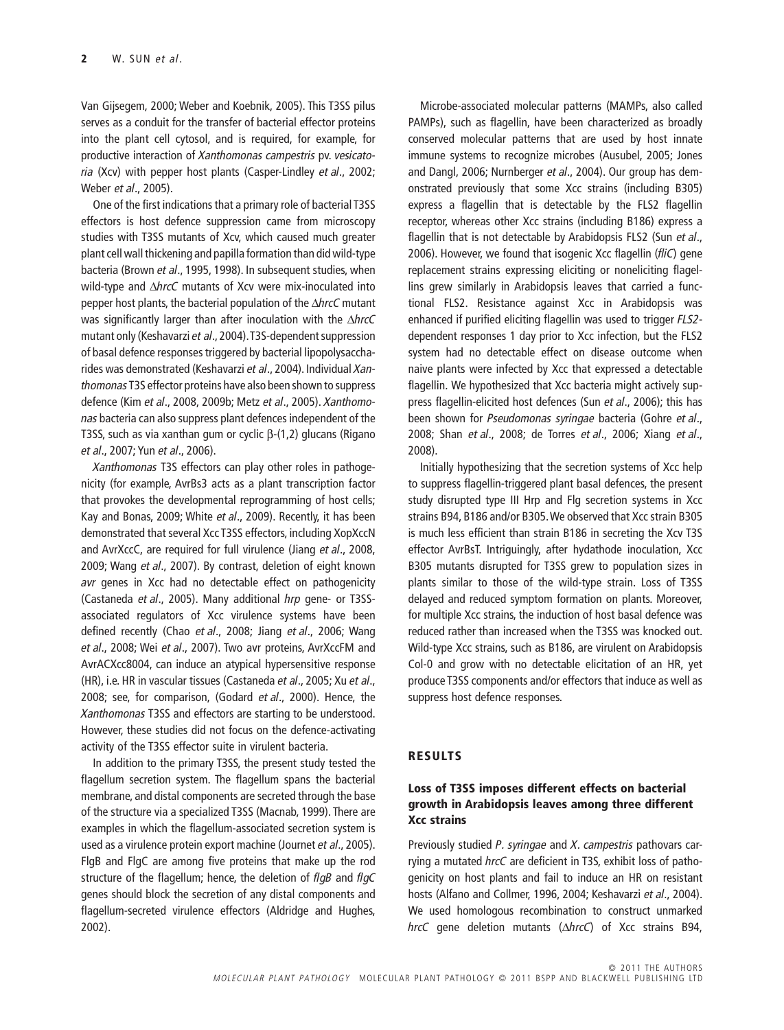Van Gijsegem, 2000; Weber and Koebnik, 2005). This T3SS pilus serves as a conduit for the transfer of bacterial effector proteins into the plant cell cytosol, and is required, for example, for productive interaction of *Xanthomonas campestris* pv. *vesicatoria* (Xcv) with pepper host plants (Casper-Lindley *et al*., 2002; Weber *et al*., 2005).

One of the first indications that a primary role of bacterial T3SS effectors is host defence suppression came from microscopy studies with T3SS mutants of Xcv, which caused much greater plant cell wall thickening and papilla formation than did wild-type bacteria (Brown *et al*., 1995, 1998). In subsequent studies, when wild-type and Δ*hrcC* mutants of Xcv were mix-inoculated into pepper host plants, the bacterial population of the Δ*hrcC* mutant was significantly larger than after inoculation with the Δ*hrcC* mutant only (Keshavarzi *et al*., 2004). T3S-dependent suppression of basal defence responses triggered by bacterial lipopolysaccharides was demonstrated (Keshavarzi *et al*., 2004). Individual *Xanthomonas* T3S effector proteins have also been shown to suppress defence (Kim *et al*., 2008, 2009b; Metz *et al*., 2005). *Xanthomonas* bacteria can also suppress plant defences independent of the T3SS, such as via xanthan gum or cyclic β-(1,2) glucans (Rigano *et al*., 2007; Yun *et al*., 2006).

*Xanthomonas* T3S effectors can play other roles in pathogenicity (for example, AvrBs3 acts as a plant transcription factor that provokes the developmental reprogramming of host cells; Kay and Bonas, 2009; White *et al*., 2009). Recently, it has been demonstrated that several Xcc T3SS effectors, including XopXccN and AvrXccC, are required for full virulence (Jiang *et al*., 2008, 2009; Wang *et al*., 2007). By contrast, deletion of eight known *avr* genes in Xcc had no detectable effect on pathogenicity (Castaneda *et al*., 2005). Many additional *hrp* gene- or T3SS-associated regulators of Xcc virulence systems have been defined recently (Chao *et al*., 2008; Jiang *et al*., 2006; Wang *et al*., 2008; Wei *et al*., 2007). Two avr proteins, AvrXccFM and AvrACXcc8004, can induce an atypical hypersensitive response (HR), i.e. HR in vascular tissues (Castaneda *et al*., 2005; Xu *et al*., 2008; see, for comparison, (Godard *et al*., 2000). Hence, the *Xanthomonas* T3SS and effectors are starting to be understood. However, these studies did not focus on the defence-activating activity of the T3SS effector suite in virulent bacteria.

In addition to the primary T3SS, the present study tested the flagellum secretion system. The flagellum spans the bacterial membrane, and distal components are secreted through the base of the structure via a specialized T3SS (Macnab, 1999). There are examples in which the flagellum-associated secretion system is used as a virulence protein export machine (Journet *et al*., 2005). FlgB and FlgC are among five proteins that make up the rod structure of the flagellum; hence, the deletion of *flgB* and *flgC* genes should block the secretion of any distal components and flagellum-secreted virulence effectors (Aldridge and Hughes, 2002).

Microbe-associated molecular patterns (MAMPs, also called PAMPs), such as flagellin, have been characterized as broadly conserved molecular patterns that are used by host innate immune systems to recognize microbes (Ausubel, 2005; Jones and Dangl, 2006; Nurnberger *et al*., 2004). Our group has demonstrated previously that some Xcc strains (including B305) express a flagellin that is detectable by the FLS2 flagellin receptor, whereas other Xcc strains (including B186) express a flagellin that is not detectable by Arabidopsis FLS2 (Sun *et al*., 2006). However, we found that isogenic Xcc flagellin (*fliC*) gene replacement strains expressing eliciting or noneliciting flagellins grew similarly in Arabidopsis leaves that carried a functional FLS2. Resistance against Xcc in Arabidopsis was enhanced if purified eliciting flagellin was used to trigger *FLS2*-dependent responses 1 day prior to Xcc infection, but the FLS2 system had no detectable effect on disease outcome when naive plants were infected by Xcc that expressed a detectable flagellin. We hypothesized that Xcc bacteria might actively suppress flagellin-elicited host defences (Sun *et al*., 2006); this has been shown for *Pseudomonas syringae* bacteria (Gohre *et al*., 2008; Shan *et al*., 2008; de Torres *et al*., 2006; Xiang *et al*., 2008).

Initially hypothesizing that the secretion systems of Xcc help to suppress flagellin-triggered plant basal defences, the present study disrupted type III Hrp and Flg secretion systems in Xcc strains B94, B186 and/or B305. We observed that Xcc strain B305 is much less efficient than strain B186 in secreting the Xcv T3S effector AvrBsT. Intriguingly, after hydathode inoculation, Xcc B305 mutants disrupted for T3SS grew to population sizes in plants similar to those of the wild-type strain. Loss of T3SS delayed and reduced symptom formation on plants. Moreover, for multiple Xcc strains, the induction of host basal defence was reduced rather than increased when the T3SS was knocked out. Wild-type Xcc strains, such as B186, are virulent on Arabidopsis Col-0 and grow with no detectable elicitation of an HR, yet produce T3SS components and/or effectors that induce as well as suppress host defence responses.

## RESULTS

### Loss of T3SS imposes different effects on bacterial growth in Arabidopsis leaves among three different Xcc strains

Previously studied *P. syringae* and *X. campestris* pathovars carrying a mutated *hrcC* are deficient in T3S, exhibit loss of pathogenicity on host plants and fail to induce an HR on resistant hosts (Alfano and Collmer, 1996, 2004; Keshavarzi *et al*., 2004). We used homologous recombination to construct unmarked *hrcC* gene deletion mutants (Δ*hrcC*) of Xcc strains B94,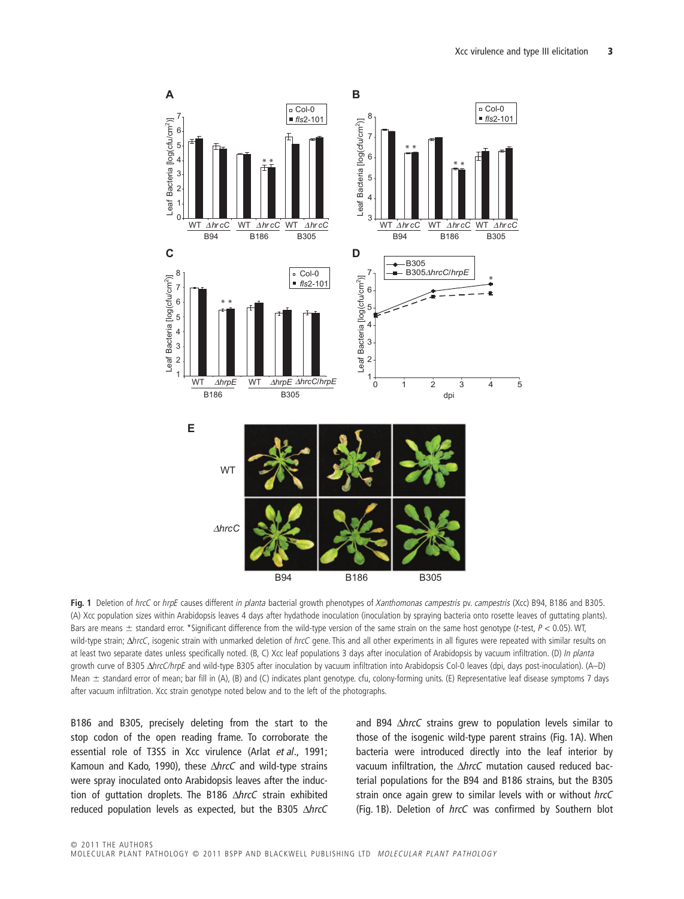**Fig. 1** Deletion of *hrcC* or *hrpE* causes different *in planta* bacterial growth phenotypes of *Xanthomonas campestris* pv. *campestris* (Xcc) B94, B186 and B305. (A) Xcc population sizes within Arabidopsis leaves 4 days after hydathode inoculation (inoculation by spraying bacteria onto rosette leaves of guttating plants). Bars are means ± standard error. *Significant difference from the wild-type version of the same strain on the same host genotype (*t*-test, $P < 0.05$). WT, wild-type strain; Δ*hrcC*, isogenic strain with unmarked deletion of *hrcC* gene. This and all other experiments in all figures were repeated with similar results on at least two separate dates unless specifically noted. (B, C) Xcc leaf populations 3 days after inoculation of Arabidopsis by vacuum infiltration. (D) *In planta* growth curve of B305 Δ*hrcC/hrpE* and wild-type B305 after inoculation by vacuum infiltration into Arabidopsis Col-0 leaves (dpi, days post-inoculation). (A–D) Mean ± standard error of mean; bar fill in (A), (B) and (C) indicates plant genotype. cfu, colony-forming units. (E) Representative leaf disease symptoms 7 days after vacuum infiltration. Xcc strain genotype noted below and to the left of the photographs.

B186 and B305, precisely deleting from the start to the stop codon of the open reading frame. To corroborate the essential role of T3SS in Xcc virulence (Arlat *et al*., 1991; Kamoun and Kado, 1990), these Δ*hrcC* and wild-type strains were spray inoculated onto Arabidopsis leaves after the induction of guttation droplets. The B186 Δ*hrcC* strain exhibited reduced population levels as expected, but the B305 Δ*hrcC* and B94 Δ*hrcC* strains grew to population levels similar to those of the isogenic wild-type parent strains (Fig. 1A). When bacteria were introduced directly into the leaf interior by vacuum infiltration, the Δ*hrcC* mutation caused reduced bacterial populations for the B94 and B186 strains, but the B305 strain once again grew to similar levels with or without *hrcC* (Fig. 1B). Deletion of *hrcC* was confirmed by Southern blot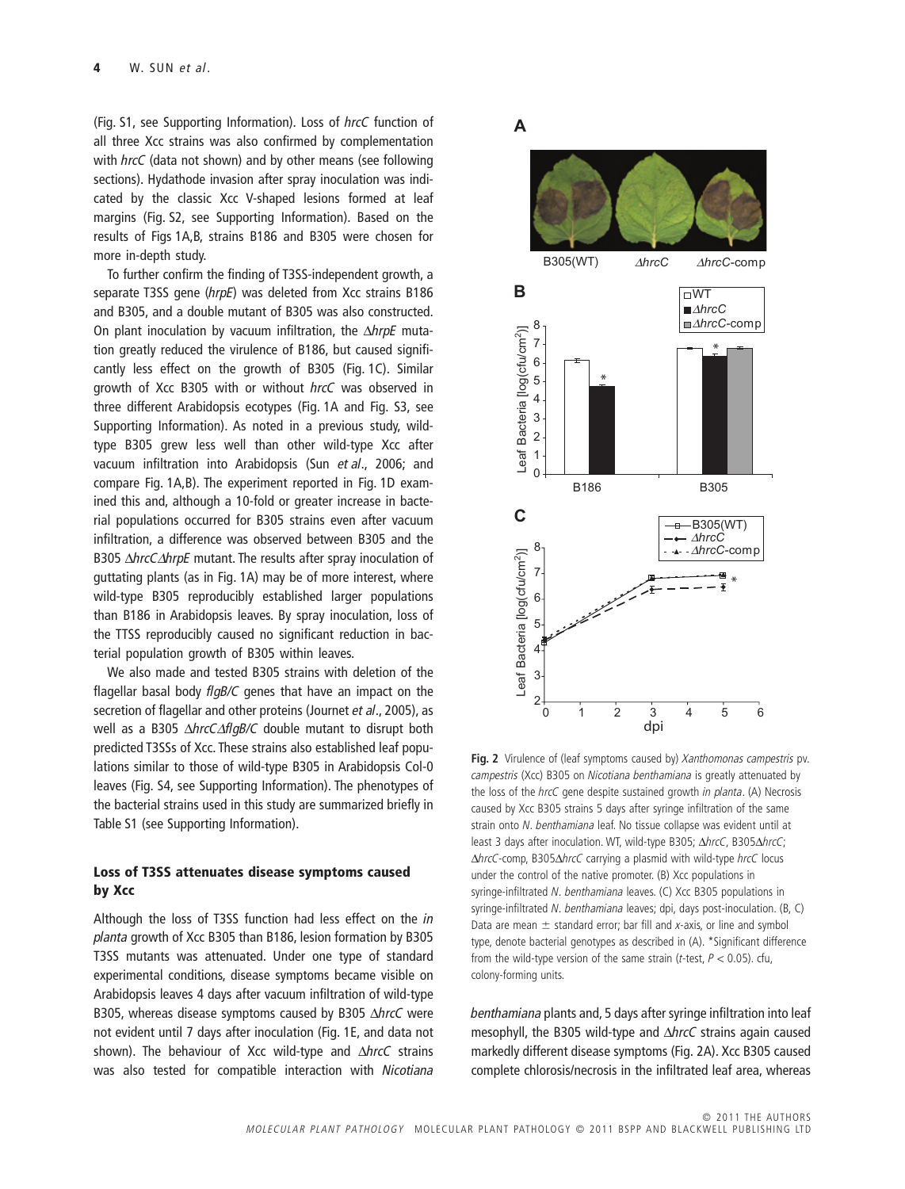(Fig. S1, see Supporting Information). Loss of *hrcC* function of all three Xcc strains was also confirmed by complementation with *hrcC* (data not shown) and by other means (see following sections). Hydathode invasion after spray inoculation was indicated by the classic Xcc V-shaped lesions formed at leaf margins (Fig. S2, see Supporting Information). Based on the results of Figs 1A,B, strains B186 and B305 were chosen for more in-depth study.

To further confirm the finding of T3SS-independent growth, a separate T3SS gene (*hrpE*) was deleted from Xcc strains B186 and B305, and a double mutant of B305 was also constructed. On plant inoculation by vacuum infiltration, the Δ*hrpE* mutation greatly reduced the virulence of B186, but caused significantly less effect on the growth of B305 (Fig. 1C). Similar growth of Xcc B305 with or without *hrcC* was observed in three different Arabidopsis ecotypes (Fig. 1A and Fig. S3, see Supporting Information). As noted in a previous study, wild-type B305 grew less well than other wild-type Xcc after vacuum infiltration into Arabidopsis (Sun *et al*., 2006; and compare Fig. 1A,B). The experiment reported in Fig. 1D examined this and, although a 10-fold or greater increase in bacterial populations occurred for B305 strains even after vacuum infiltration, a difference was observed between B305 and the B305 Δ*hrcC*Δ*hrpE* mutant. The results after spray inoculation of guttating plants (as in Fig. 1A) may be of more interest, where wild-type B305 reproducibly established larger populations than B186 in Arabidopsis leaves. By spray inoculation, loss of the TTSS reproducibly caused no significant reduction in bacterial population growth of B305 within leaves.

We also made and tested B305 strains with deletion of the flagellar basal body *flgB/C* genes that have an impact on the secretion of flagellar and other proteins (Journet *et al*., 2005), as well as a B305 Δ*hrcC*Δ*flgB/C* double mutant to disrupt both predicted T3SSs of Xcc. These strains also established leaf populations similar to those of wild-type B305 in Arabidopsis Col-0 leaves (Fig. S4, see Supporting Information). The phenotypes of the bacterial strains used in this study are summarized briefly in Table S1 (see Supporting Information).

### Loss of T3SS attenuates disease symptoms caused by Xcc

Although the loss of T3SS function had less effect on the *in planta* growth of Xcc B305 than B186, lesion formation by B305 T3SS mutants was attenuated. Under one type of standard experimental conditions, disease symptoms became visible on Arabidopsis leaves 4 days after vacuum infiltration of wild-type B305, whereas disease symptoms caused by B305 Δ*hrcC* were not evident until 7 days after inoculation (Fig. 1E, and data not shown). The behaviour of Xcc wild-type and Δ*hrcC* strains was also tested for compatible interaction with *Nicotiana benthamiana* plants and, 5 days after syringe infiltration into leaf mesophyll, the B305 wild-type and Δ*hrcC* strains again caused markedly different disease symptoms (Fig. 2A). Xcc B305 caused complete chlorosis/necrosis in the infiltrated leaf area, whereas

**Fig. 2** Virulence of (leaf symptoms caused by) *Xanthomonas campestris* pv. *campestris* (Xcc) B305 on *Nicotiana benthamiana* is greatly attenuated by the loss of the *hrcC* gene despite sustained growth *in planta*. (A) Necrosis caused by Xcc B305 strains 5 days after syringe infiltration of the same strain onto *N. benthamiana* leaf. No tissue collapse was evident until at least 3 days after inoculation. WT, wild-type B305; Δ*hrcC*, B305Δ*hrcC*; Δ*hrcC*-comp, B305Δ*hrcC* carrying a plasmid with wild-type *hrcC* locus under the control of the native promoter. (B) Xcc populations in syringe-infiltrated *N. benthamiana* leaves. (C) Xcc B305 populations in syringe-infiltrated *N. benthamiana* leaves; dpi, days post-inoculation. (B, C) Data are mean ± standard error; bar fill and *x*-axis, or line and symbol type, denote bacterial genotypes as described in (A). *Significant difference from the wild-type version of the same strain (*t*-test, $P < 0.05$). cfu, colony-forming units.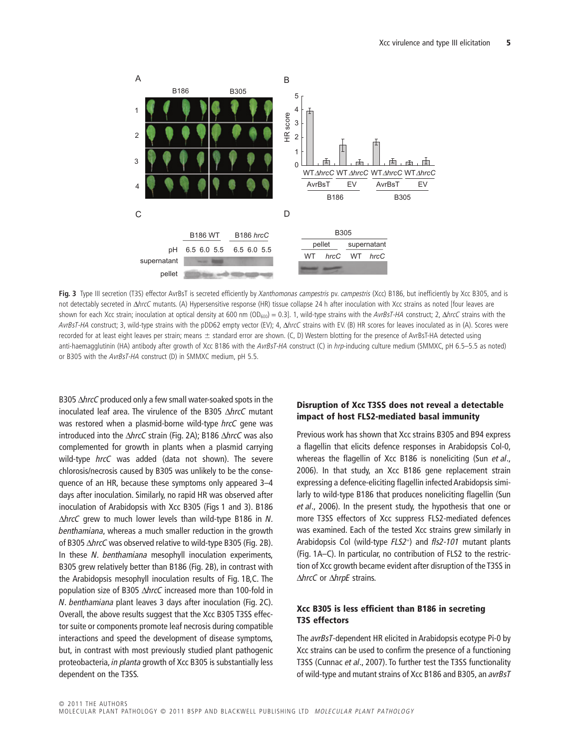**Fig. 3** Type III secretion (T3S) effector AvrBsT is secreted efficiently by *Xanthomonas campestris* pv. *campestris* (Xcc) B186, but inefficiently by Xcc B305, and is not detectably secreted in Δ*hrcC* mutants. (A) Hypersensitive response (HR) tissue collapse 24 h after inoculation with Xcc strains as noted [four leaves are shown for each Xcc strain; inoculation at optical density at 600 nm ($OD_{600}$) = 0.3]. 1, wild-type strains with the *AvrBsT-HA* construct; 2, Δ*hrcC* strains with the *AvrBsT-HA* construct; 3, wild-type strains with the pDD62 empty vector (EV); 4, Δ*hrcC* strains with EV. (B) HR scores for leaves inoculated as in (A). Scores were recorded for at least eight leaves per strain; means ± standard error are shown. (C, D) Western blotting for the presence of AvrBsT-HA detected using anti-haemagglutinin (HA) antibody after growth of Xcc B186 with the *AvrBsT-HA* construct (C) in *hrp*-inducing culture medium (SMMXC, pH 6.5–5.5 as noted) or B305 with the *AvrBsT-HA* construct (D) in SMMXC medium, pH 5.5.

B305 Δ*hrcC* produced only a few small water-soaked spots in the inoculated leaf area. The virulence of the B305 Δ*hrcC* mutant was restored when a plasmid-borne wild-type *hrcC* gene was introduced into the Δ*hrcC* strain (Fig. 2A); B186 Δ*hrcC* was also complemented for growth in plants when a plasmid carrying wild-type *hrcC* was added (data not shown). The severe chlorosis/necrosis caused by B305 was unlikely to be the consequence of an HR, because these symptoms only appeared 3–4 days after inoculation. Similarly, no rapid HR was observed after inoculation of Arabidopsis with Xcc B305 (Figs 1 and 3). B186 Δ*hrcC* grew to much lower levels than wild-type B186 in *N. benthamiana*, whereas a much smaller reduction in the growth of B305 Δ*hrcC* was observed relative to wild-type B305 (Fig. 2B). In these *N. benthamiana* mesophyll inoculation experiments, B305 grew relatively better than B186 (Fig. 2B), in contrast with the Arabidopsis mesophyll inoculation results of Fig. 1B,C. The population size of B305 Δ*hrcC* increased more than 100-fold in *N. benthamiana* plant leaves 3 days after inoculation (Fig. 2C). Overall, the above results suggest that the Xcc B305 T3SS effector suite or components promote leaf necrosis during compatible interactions and speed the development of disease symptoms, but, in contrast with most previously studied plant pathogenic proteobacteria, *in planta* growth of Xcc B305 is substantially less dependent on the T3SS.

### Disruption of Xcc T3SS does not reveal a detectable impact of host FLS2-mediated basal immunity

Previous work has shown that Xcc strains B305 and B94 express a flagellin that elicits defence responses in Arabidopsis Col-0, whereas the flagellin of Xcc B186 is noneliciting (Sun *et al*., 2006). In that study, an Xcc B186 gene replacement strain expressing a defence-eliciting flagellin infected Arabidopsis similarly to wild-type B186 that produces noneliciting flagellin (Sun *et al*., 2006). In the present study, the hypothesis that one or more T3SS effectors of Xcc suppress FLS2-mediated defences was examined. Each of the tested Xcc strains grew similarly in Arabidopsis Col (wild-type *FLS2*$^{+}$) and *fls2-101* mutant plants (Fig. 1A–C). In particular, no contribution of FLS2 to the restriction of Xcc growth became evident after disruption of the T3SS in Δ*hrcC* or Δ*hrpE* strains.

### Xcc B305 is less efficient than B186 in secreting T3S effectors

The *avrBsT*-dependent HR elicited in Arabidopsis ecotype Pi-0 by Xcc strains can be used to confirm the presence of a functioning T3SS (Cunnac *et al*., 2007). To further test the T3SS functionality of wild-type and mutant strains of Xcc B186 and B305, an *avrBsT*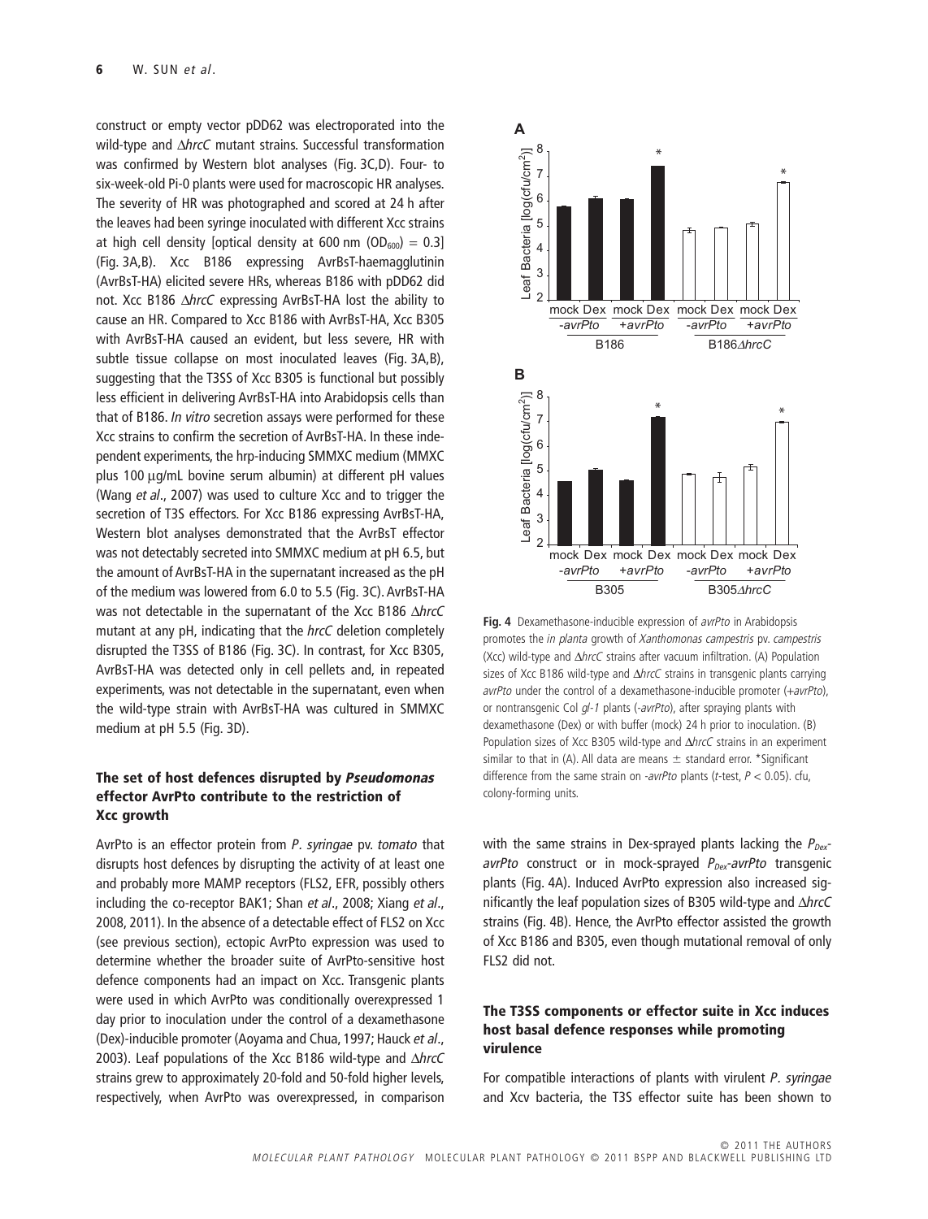construct or empty vector pDD62 was electroporated into the wild-type and Δ*hrcC* mutant strains. Successful transformation was confirmed by Western blot analyses (Fig. 3C,D). Four- to six-week-old Pi-0 plants were used for macroscopic HR analyses. The severity of HR was photographed and scored at 24 h after the leaves had been syringe inoculated with different Xcc strains at high cell density [optical density at 600 nm ($OD_{600}$) = 0.3] (Fig. 3A,B). Xcc B186 expressing AvrBsT-haemagglutinin (AvrBsT-HA) elicited severe HRs, whereas B186 with pDD62 did not. Xcc B186 Δ*hrcC* expressing AvrBsT-HA lost the ability to cause an HR. Compared to Xcc B186 with AvrBsT-HA, Xcc B305 with AvrBsT-HA caused an evident, but less severe, HR with subtle tissue collapse on most inoculated leaves (Fig. 3A,B), suggesting that the T3SS of Xcc B305 is functional but possibly less efficient in delivering AvrBsT-HA into Arabidopsis cells than that of B186. *In vitro* secretion assays were performed for these Xcc strains to confirm the secretion of AvrBsT-HA. In these independent experiments, the hrp-inducing SMMXC medium (MMXC plus 100 μg/mL bovine serum albumin) at different pH values (Wang *et al*., 2007) was used to culture Xcc and to trigger the secretion of T3S effectors. For Xcc B186 expressing AvrBsT-HA, Western blot analyses demonstrated that the AvrBsT effector was not detectably secreted into SMMXC medium at pH 6.5, but the amount of AvrBsT-HA in the supernatant increased as the pH of the medium was lowered from 6.0 to 5.5 (Fig. 3C). AvrBsT-HA was not detectable in the supernatant of the Xcc B186 Δ*hrcC* mutant at any pH, indicating that the *hrcC* deletion completely disrupted the T3SS of B186 (Fig. 3C). In contrast, for Xcc B305, AvrBsT-HA was detected only in cell pellets and, in repeated experiments, was not detectable in the supernatant, even when the wild-type strain with AvrBsT-HA was cultured in SMMXC medium at pH 5.5 (Fig. 3D).

### The set of host defences disrupted by *Pseudomonas* effector AvrPto contribute to the restriction of Xcc growth

AvrPto is an effector protein from *P. syringae* pv. *tomato* that disrupts host defences by disrupting the activity of at least one and probably more MAMP receptors (FLS2, EFR, possibly others including the co-receptor BAK1; Shan *et al*., 2008; Xiang *et al*., 2008, 2011). In the absence of a detectable effect of FLS2 on Xcc (see previous section), ectopic AvrPto expression was used to determine whether the broader suite of AvrPto-sensitive host defence components had an impact on Xcc. Transgenic plants were used in which AvrPto was conditionally overexpressed 1 day prior to inoculation under the control of a dexamethasone (Dex)-inducible promoter (Aoyama and Chua, 1997; Hauck *et al*., 2003). Leaf populations of the Xcc B186 wild-type and Δ*hrcC* strains grew to approximately 20-fold and 50-fold higher levels, respectively, when AvrPto was overexpressed, in comparison with the same strains in Dex-sprayed plants lacking the $P_{Dex}$-*avrPto* construct or in mock-sprayed $P_{Dex}$-*avrPto* transgenic plants (Fig. 4A). Induced AvrPto expression also increased significantly the leaf population sizes of B305 wild-type and Δ*hrcC* strains (Fig. 4B). Hence, the AvrPto effector assisted the growth of Xcc B186 and B305, even though mutational removal of only FLS2 did not.

**Fig. 4** Dexamethasone-inducible expression of *avrPto* in Arabidopsis promotes the *in planta* growth of *Xanthomonas campestris* pv. *campestris* (Xcc) wild-type and Δ*hrcC* strains after vacuum infiltration. (A) Population sizes of Xcc B186 wild-type and Δ*hrcC* strains in transgenic plants carrying *avrPto* under the control of a dexamethasone-inducible promoter (+*avrPto*), or nontransgenic Col *gl-1* plants (-*avrPto*), after spraying plants with dexamethasone (Dex) or with buffer (mock) 24 h prior to inoculation. (B) Population sizes of Xcc B305 wild-type and Δ*hrcC* strains in an experiment similar to that in (A). All data are means ± standard error. *Significant difference from the same strain on -*avrPto* plants (*t*-test, $P < 0.05$). cfu, colony-forming units.

### The T3SS components or effector suite in Xcc induces host basal defence responses while promoting virulence

For compatible interactions of plants with virulent *P. syringae* and Xcv bacteria, the T3S effector suite has been shown to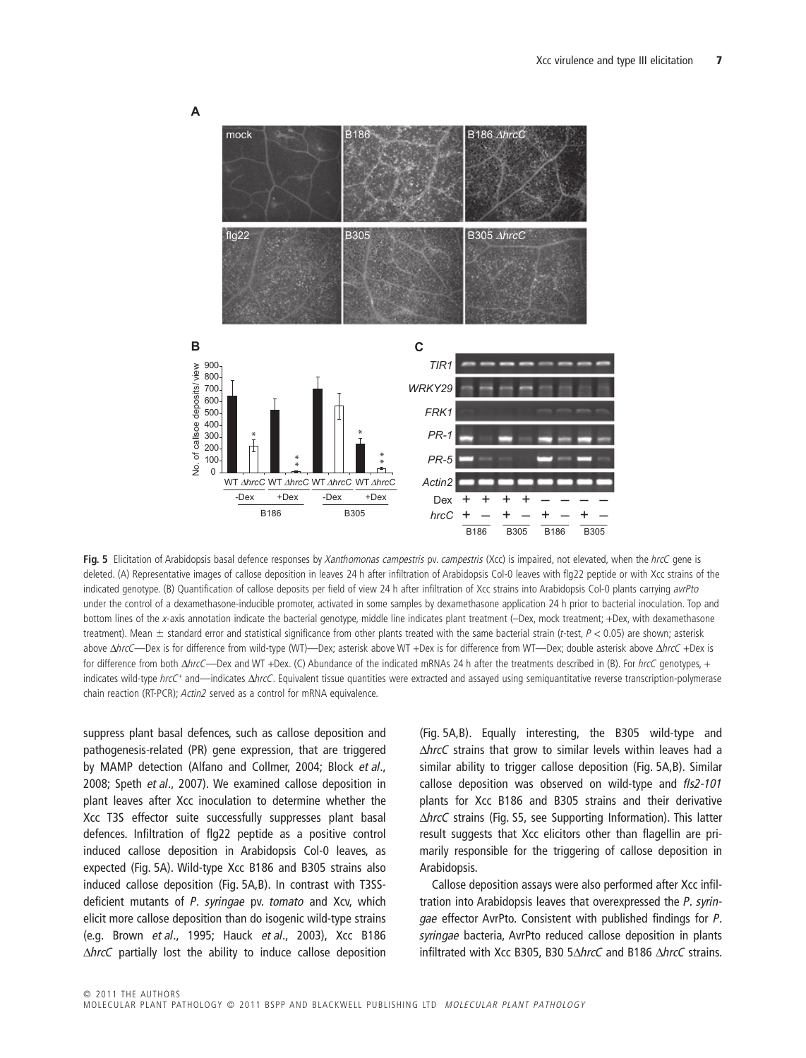**Fig. 5** Elicitation of Arabidopsis basal defence responses by *Xanthomonas campestris* pv. *campestris* (Xcc) is impaired, not elevated, when the *hrcC* gene is deleted. (A) Representative images of callose deposition in leaves 24 h after infiltration of Arabidopsis Col-0 leaves with flg22 peptide or with Xcc strains of the indicated genotype. (B) Quantification of callose deposits per field of view 24 h after infiltration of Xcc strains into Arabidopsis Col-0 plants carrying *avrPto* under the control of a dexamethasone-inducible promoter, activated in some samples by dexamethasone application 24 h prior to bacterial inoculation. Top and bottom lines of the *x*-axis annotation indicate the bacterial genotype, middle line indicates plant treatment (–Dex, mock treatment; +Dex, with dexamethasone treatment). Mean ± standard error and statistical significance from other plants treated with the same bacterial strain (*t*-test, $P < 0.05$) are shown; asterisk above Δ*hrcC*—Dex is for difference from wild-type (WT)—Dex; asterisk above WT +Dex is for difference from WT—Dex; double asterisk above Δ*hrcC* +Dex is for difference from both Δ*hrcC*—Dex and WT +Dex. (C) Abundance of the indicated mRNAs 24 h after the treatments described in (B). For *hrcC* genotypes, + indicates wild-type *hrcC*$^+$ and—indicates Δ*hrcC*. Equivalent tissue quantities were extracted and assayed using semiquantitative reverse transcription-polymerase chain reaction (RT-PCR); *Actin2* served as a control for mRNA equivalence.

suppress plant basal defences, such as callose deposition and pathogenesis-related (PR) gene expression, that are triggered by MAMP detection (Alfano and Collmer, 2004; Block *et al*., 2008; Speth *et al*., 2007). We examined callose deposition in plant leaves after Xcc inoculation to determine whether the Xcc T3S effector suite successfully suppresses plant basal defences. Infiltration of flg22 peptide as a positive control induced callose deposition in Arabidopsis Col-0 leaves, as expected (Fig. 5A). Wild-type Xcc B186 and B305 strains also induced callose deposition (Fig. 5A,B). In contrast with T3SS-deficient mutants of *P. syringae* pv. *tomato* and Xcv, which elicit more callose deposition than do isogenic wild-type strains (e.g. Brown *et al*., 1995; Hauck *et al*., 2003), Xcc B186 Δ*hrcC* partially lost the ability to induce callose deposition (Fig. 5A,B). Equally interesting, the B305 wild-type and Δ*hrcC* strains that grow to similar levels within leaves had a similar ability to trigger callose deposition (Fig. 5A,B). Similar callose deposition was observed on wild-type and *fls2-101* plants for Xcc B186 and B305 strains and their derivative Δ*hrcC* strains (Fig. S5, see Supporting Information). This latter result suggests that Xcc elicitors other than flagellin are primarily responsible for the triggering of callose deposition in Arabidopsis.

Callose deposition assays were also performed after Xcc infiltration into Arabidopsis leaves that overexpressed the *P. syringae* effector AvrPto. Consistent with published findings for *P. syringae* bacteria, AvrPto reduced callose deposition in plants infiltrated with Xcc B305, B30 5Δ*hrcC* and B186 Δ*hrcC* strains.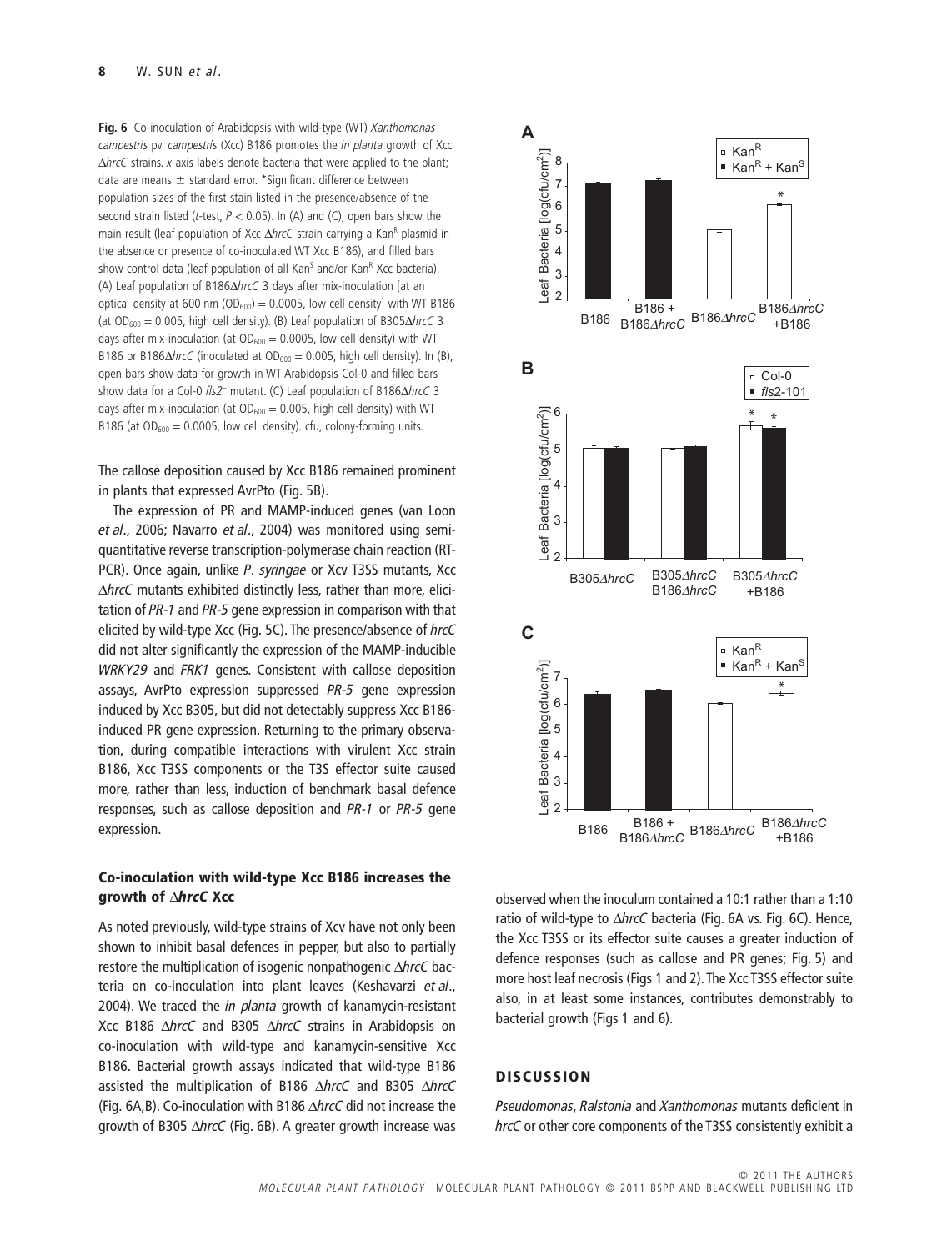**Fig. 6** Co-inoculation of Arabidopsis with wild-type (WT) *Xanthomonas campestris* pv. *campestris* (Xcc) B186 promotes the *in planta* growth of Xcc Δ*hrcC* strains. *x*-axis labels denote bacteria that were applied to the plant; data are means ± standard error. *Significant difference between population sizes of the first stain listed in the presence/absence of the second strain listed (*t*-test, $P < 0.05$). In (A) and (C), open bars show the main result (leaf population of Xcc Δ*hrcC* strain carrying a Kan$^R$ plasmid in the absence or presence of co-inoculated WT Xcc B186), and filled bars show control data (leaf population of all Kan$^S$ and/or Kan$^R$ Xcc bacteria). (A) Leaf population of B186Δ*hrcC* 3 days after mix-inoculation [at an optical density at 600 nm ($OD_{600}$) = 0.0005, low cell density] with WT B186 (at $OD_{600}$ = 0.005, high cell density). (B) Leaf population of B305Δ*hrcC* 3 days after mix-inoculation (at $OD_{600}$ = 0.0005, low cell density) with WT B186 or B186Δ*hrcC* (inoculated at $OD_{600}$ = 0.005, high cell density). In (B), open bars show data for growth in WT Arabidopsis Col-0 and filled bars show data for a Col-0 *fls2*$^-$ mutant. (C) Leaf population of B186Δ*hrcC* 3 days after mix-inoculation (at $OD_{600}$ = 0.005, high cell density) with WT B186 (at $OD_{600}$ = 0.0005, low cell density). cfu, colony-forming units.

The callose deposition caused by Xcc B186 remained prominent in plants that expressed AvrPto (Fig. 5B).

The expression of PR and MAMP-induced genes (van Loon *et al*., 2006; Navarro *et al*., 2004) was monitored using semi-quantitative reverse transcription-polymerase chain reaction (RT-PCR). Once again, unlike *P. syringae* or Xcv T3SS mutants, Xcc Δ*hrcC* mutants exhibited distinctly less, rather than more, elicitation of *PR-1* and *PR-5* gene expression in comparison with that elicited by wild-type Xcc (Fig. 5C). The presence/absence of *hrcC* did not alter significantly the expression of the MAMP-inducible *WRKY29* and *FRK1* genes. Consistent with callose deposition assays, AvrPto expression suppressed *PR-5* gene expression induced by Xcc B305, but did not detectably suppress Xcc B186-induced PR gene expression. Returning to the primary observation, during compatible interactions with virulent Xcc strain B186, Xcc T3SS components or the T3S effector suite caused more, rather than less, induction of benchmark basal defence responses, such as callose deposition and *PR-1* or *PR-5* gene expression.

## Co-inoculation with wild-type Xcc B186 increases the growth of Δ*hrcC* Xcc

As noted previously, wild-type strains of Xcv have not only been shown to inhibit basal defences in pepper, but also to partially restore the multiplication of isogenic nonpathogenic Δ*hrcC* bacteria on co-inoculation into plant leaves (Keshavarzi *et al*., 2004). We traced the *in planta* growth of kanamycin-resistant Xcc B186 Δ*hrcC* and B305 Δ*hrcC* strains in Arabidopsis on co-inoculation with wild-type and kanamycin-sensitive Xcc B186. Bacterial growth assays indicated that wild-type B186 assisted the multiplication of B186 Δ*hrcC* and B305 Δ*hrcC* (Fig. 6A,B). Co-inoculation with B186 Δ*hrcC* did not increase the growth of B305 Δ*hrcC* (Fig. 6B). A greater growth increase was observed when the inoculum contained a 10:1 rather than a 1:10 ratio of wild-type to Δ*hrcC* bacteria (Fig. 6A vs. Fig. 6C). Hence, the Xcc T3SS or its effector suite causes a greater induction of defence responses (such as callose and PR genes; Fig. 5) and more host leaf necrosis (Figs 1 and 2). The Xcc T3SS effector suite also, in at least some instances, contributes demonstrably to bacterial growth (Figs 1 and 6).

## DISCUSSION

*Pseudomonas*, *Ralstonia* and *Xanthomonas* mutants deficient in *hrcC* or other core components of the T3SS consistently exhibit a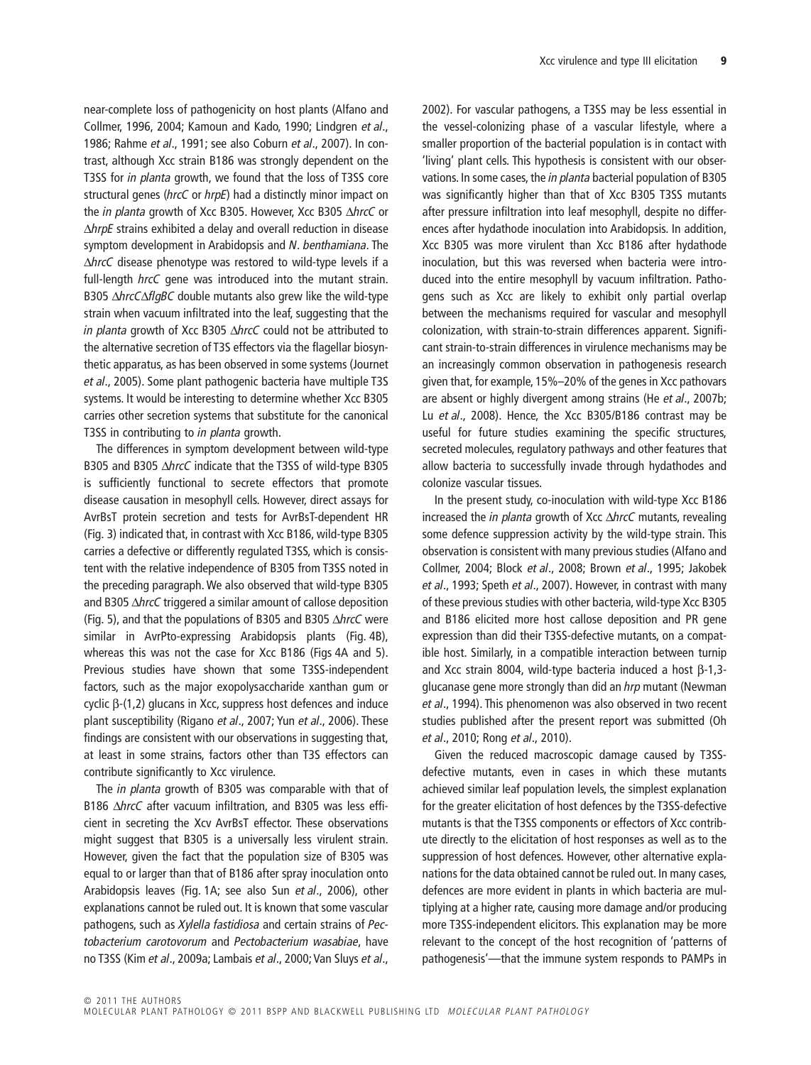near-complete loss of pathogenicity on host plants (Alfano and Collmer, 1996, 2004; Kamoun and Kado, 1990; Lindgren *et al*., 1986; Rahme *et al*., 1991; see also Coburn *et al*., 2007). In contrast, although Xcc strain B186 was strongly dependent on the T3SS for *in planta* growth, we found that the loss of T3SS core structural genes (*hrcC* or *hrpE*) had a distinctly minor impact on the *in planta* growth of Xcc B305. However, Xcc B305 Δ*hrcC* or Δ*hrpE* strains exhibited a delay and overall reduction in disease symptom development in Arabidopsis and *N. benthamiana*. The Δ*hrcC* disease phenotype was restored to wild-type levels if a full-length *hrcC* gene was introduced into the mutant strain. B305 Δ*hrcC*Δ*flgBC* double mutants also grew like the wild-type strain when vacuum infiltrated into the leaf, suggesting that the *in planta* growth of Xcc B305 Δ*hrcC* could not be attributed to the alternative secretion of T3S effectors via the flagellar biosynthetic apparatus, as has been observed in some systems (Journet *et al*., 2005). Some plant pathogenic bacteria have multiple T3S systems. It would be interesting to determine whether Xcc B305 carries other secretion systems that substitute for the canonical T3SS in contributing to *in planta* growth.

The differences in symptom development between wild-type B305 and B305 Δ*hrcC* indicate that the T3SS of wild-type B305 is sufficiently functional to secrete effectors that promote disease causation in mesophyll cells. However, direct assays for AvrBsT protein secretion and tests for AvrBsT-dependent HR (Fig. 3) indicated that, in contrast with Xcc B186, wild-type B305 carries a defective or differently regulated T3SS, which is consistent with the relative independence of B305 from T3SS noted in the preceding paragraph. We also observed that wild-type B305 and B305 Δ*hrcC* triggered a similar amount of callose deposition (Fig. 5), and that the populations of B305 and B305 Δ*hrcC* were similar in AvrPto-expressing Arabidopsis plants (Fig. 4B), whereas this was not the case for Xcc B186 (Figs 4A and 5). Previous studies have shown that some T3SS-independent factors, such as the major exopolysaccharide xanthan gum or cyclic β-(1,2) glucans in Xcc, suppress host defences and induce plant susceptibility (Rigano *et al*., 2007; Yun *et al*., 2006). These findings are consistent with our observations in suggesting that, at least in some strains, factors other than T3S effectors can contribute significantly to Xcc virulence.

The *in planta* growth of B305 was comparable with that of B186 Δ*hrcC* after vacuum infiltration, and B305 was less efficient in secreting the Xcv AvrBsT effector. These observations might suggest that B305 is a universally less virulent strain. However, given the fact that the population size of B305 was equal to or larger than that of B186 after spray inoculation onto Arabidopsis leaves (Fig. 1A; see also Sun *et al*., 2006), other explanations cannot be ruled out. It is known that some vascular pathogens, such as *Xylella fastidiosa* and certain strains of *Pectobacterium carotovorum* and *Pectobacterium wasabiae*, have no T3SS (Kim *et al*., 2009a; Lambais *et al*., 2000; Van Sluys *et al*., 2002). For vascular pathogens, a T3SS may be less essential in the vessel-colonizing phase of a vascular lifestyle, where a smaller proportion of the bacterial population is in contact with 'living' plant cells. This hypothesis is consistent with our observations. In some cases, the *in planta* bacterial population of B305 was significantly higher than that of Xcc B305 T3SS mutants after pressure infiltration into leaf mesophyll, despite no differences after hydathode inoculation into Arabidopsis. In addition, Xcc B305 was more virulent than Xcc B186 after hydathode inoculation, but this was reversed when bacteria were introduced into the entire mesophyll by vacuum infiltration. Pathogens such as Xcc are likely to exhibit only partial overlap between the mechanisms required for vascular and mesophyll colonization, with strain-to-strain differences apparent. Significant strain-to-strain differences in virulence mechanisms may be an increasingly common observation in pathogenesis research given that, for example, 15%–20% of the genes in Xcc pathovars are absent or highly divergent among strains (He *et al*., 2007b; Lu *et al*., 2008). Hence, the Xcc B305/B186 contrast may be useful for future studies examining the specific structures, secreted molecules, regulatory pathways and other features that allow bacteria to successfully invade through hydathodes and colonize vascular tissues.

In the present study, co-inoculation with wild-type Xcc B186 increased the *in planta* growth of Xcc Δ*hrcC* mutants, revealing some defence suppression activity by the wild-type strain. This observation is consistent with many previous studies (Alfano and Collmer, 2004; Block *et al*., 2008; Brown *et al*., 1995; Jakobek *et al*., 1993; Speth *et al*., 2007). However, in contrast with many of these previous studies with other bacteria, wild-type Xcc B305 and B186 elicited more host callose deposition and PR gene expression than did their T3SS-defective mutants, on a compatible host. Similarly, in a compatible interaction between turnip and Xcc strain 8004, wild-type bacteria induced a host β-1,3-glucanase gene more strongly than did an *hrp* mutant (Newman *et al*., 1994). This phenomenon was also observed in two recent studies published after the present report was submitted (Oh *et al*., 2010; Rong *et al*., 2010).

Given the reduced macroscopic damage caused by T3SS-defective mutants, even in cases in which these mutants achieved similar leaf population levels, the simplest explanation for the greater elicitation of host defences by the T3SS-defective mutants is that the T3SS components or effectors of Xcc contribute directly to the elicitation of host responses as well as to the suppression of host defences. However, other alternative explanations for the data obtained cannot be ruled out. In many cases, defences are more evident in plants in which bacteria are multiplying at a higher rate, causing more damage and/or producing more T3SS-independent elicitors. This explanation may be more relevant to the concept of the host recognition of 'patterns of pathogenesis'—that the immune system responds to PAMPs in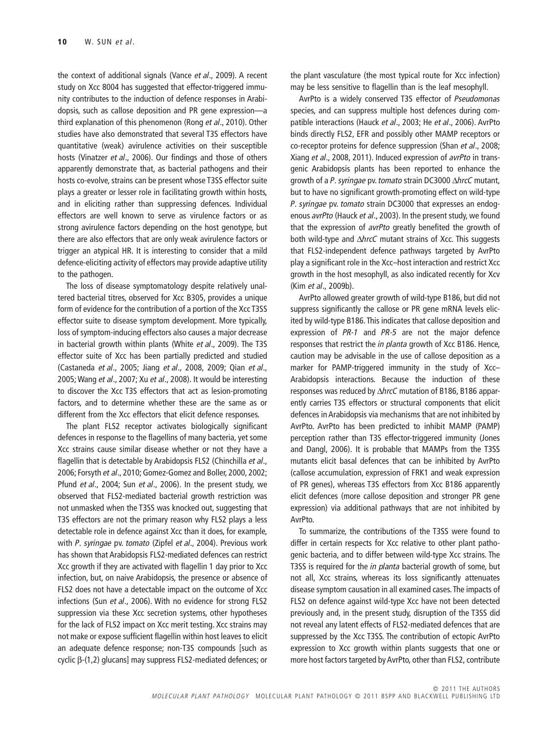the context of additional signals (Vance *et al*., 2009). A recent study on Xcc 8004 has suggested that effector-triggered immunity contributes to the induction of defence responses in Arabidopsis, such as callose deposition and PR gene expression—a third explanation of this phenomenon (Rong *et al*., 2010). Other studies have also demonstrated that several T3S effectors have quantitative (weak) avirulence activities on their susceptible hosts (Vinatzer *et al*., 2006). Our findings and those of others apparently demonstrate that, as bacterial pathogens and their hosts co-evolve, strains can be present whose T3SS effector suite plays a greater or lesser role in facilitating growth within hosts, and in eliciting rather than suppressing defences. Individual effectors are well known to serve as virulence factors or as strong avirulence factors depending on the host genotype, but there are also effectors that are only weak avirulence factors or trigger an atypical HR. It is interesting to consider that a mild defence-eliciting activity of effectors may provide adaptive utility to the pathogen.

The loss of disease symptomatology despite relatively unaltered bacterial titres, observed for Xcc B305, provides a unique form of evidence for the contribution of a portion of the Xcc T3SS effector suite to disease symptom development. More typically, loss of symptom-inducing effectors also causes a major decrease in bacterial growth within plants (White *et al*., 2009). The T3S effector suite of Xcc has been partially predicted and studied (Castaneda *et al*., 2005; Jiang *et al*., 2008, 2009; Qian *et al*., 2005; Wang *et al*., 2007; Xu *et al*., 2008). It would be interesting to discover the Xcc T3S effectors that act as lesion-promoting factors, and to determine whether these are the same as or different from the Xcc effectors that elicit defence responses.

The plant FLS2 receptor activates biologically significant defences in response to the flagellins of many bacteria, yet some Xcc strains cause similar disease whether or not they have a flagellin that is detectable by Arabidopsis FLS2 (Chinchilla *et al*., 2006; Forsyth *et al*., 2010; Gomez-Gomez and Boller, 2000, 2002; Pfund *et al*., 2004; Sun *et al*., 2006). In the present study, we observed that FLS2-mediated bacterial growth restriction was not unmasked when the T3SS was knocked out, suggesting that T3S effectors are not the primary reason why FLS2 plays a less detectable role in defence against Xcc than it does, for example, with *P. syringae* pv. *tomato* (Zipfel *et al*., 2004). Previous work has shown that Arabidopsis FLS2-mediated defences can restrict Xcc growth if they are activated with flagellin 1 day prior to Xcc infection, but, on naive Arabidopsis, the presence or absence of FLS2 does not have a detectable impact on the outcome of Xcc infections (Sun *et al*., 2006). With no evidence for strong FLS2 suppression via these Xcc secretion systems, other hypotheses for the lack of FLS2 impact on Xcc merit testing. Xcc strains may not make or expose sufficient flagellin within host leaves to elicit an adequate defence response; non-T3S compounds [such as cyclic β-(1,2) glucans] may suppress FLS2-mediated defences; or the plant vasculature (the most typical route for Xcc infection) may be less sensitive to flagellin than is the leaf mesophyll.

AvrPto is a widely conserved T3S effector of *Pseudomonas* species, and can suppress multiple host defences during compatible interactions (Hauck *et al*., 2003; He *et al*., 2006). AvrPto binds directly FLS2, EFR and possibly other MAMP receptors or co-receptor proteins for defence suppression (Shan *et al*., 2008; Xiang *et al*., 2008, 2011). Induced expression of *avrPto* in transgenic Arabidopsis plants has been reported to enhance the growth of a *P. syringae* pv. *tomato* strain DC3000 Δ*hrcC* mutant, but to have no significant growth-promoting effect on wild-type *P. syringae* pv. *tomato* strain DC3000 that expresses an endogenous *avrPto* (Hauck *et al*., 2003). In the present study, we found that the expression of *avrPto* greatly benefited the growth of both wild-type and Δ*hrcC* mutant strains of Xcc. This suggests that FLS2-independent defence pathways targeted by AvrPto play a significant role in the Xcc–host interaction and restrict Xcc growth in the host mesophyll, as also indicated recently for Xcv (Kim *et al*., 2009b).

AvrPto allowed greater growth of wild-type B186, but did not suppress significantly the callose or PR gene mRNA levels elicited by wild-type B186. This indicates that callose deposition and expression of *PR-1* and *PR-5* are not the major defence responses that restrict the *in planta* growth of Xcc B186. Hence, caution may be advisable in the use of callose deposition as a marker for PAMP-triggered immunity in the study of Xcc–Arabidopsis interactions. Because the induction of these responses was reduced by Δ*hrcC* mutation of B186, B186 apparently carries T3S effectors or structural components that elicit defences in Arabidopsis via mechanisms that are not inhibited by AvrPto. AvrPto has been predicted to inhibit MAMP (PAMP) perception rather than T3S effector-triggered immunity (Jones and Dangl, 2006). It is probable that MAMPs from the T3SS mutants elicit basal defences that can be inhibited by AvrPto (callose accumulation, expression of FRK1 and weak expression of PR genes), whereas T3S effectors from Xcc B186 apparently elicit defences (more callose deposition and stronger PR gene expression) via additional pathways that are not inhibited by AvrPto.

To summarize, the contributions of the T3SS were found to differ in certain respects for Xcc relative to other plant pathogenic bacteria, and to differ between wild-type Xcc strains. The T3SS is required for the *in planta* bacterial growth of some, but not all, Xcc strains, whereas its loss significantly attenuates disease symptom causation in all examined cases. The impacts of FLS2 on defence against wild-type Xcc have not been detected previously and, in the present study, disruption of the T3SS did not reveal any latent effects of FLS2-mediated defences that are suppressed by the Xcc T3SS. The contribution of ectopic AvrPto expression to Xcc growth within plants suggests that one or more host factors targeted by AvrPto, other than FLS2, contribute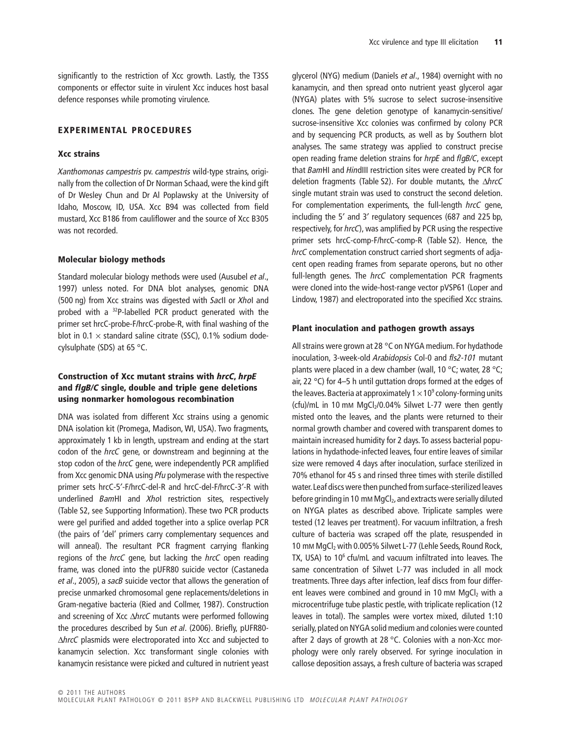significantly to the restriction of Xcc growth. Lastly, the T3SS components or effector suite in virulent Xcc induces host basal defence responses while promoting virulence.

## EXPERIMENTAL PROCEDURES

### Xcc strains

*Xanthomonas campestris* pv. *campestris* wild-type strains, originally from the collection of Dr Norman Schaad, were the kind gift of Dr Wesley Chun and Dr Al Poplawsky at the University of Idaho, Moscow, ID, USA. Xcc B94 was collected from field mustard, Xcc B186 from cauliflower and the source of Xcc B305 was not recorded.

### Molecular biology methods

Standard molecular biology methods were used (Ausubel *et al*., 1997) unless noted. For DNA blot analyses, genomic DNA (500 ng) from Xcc strains was digested with *Sac*II or *Xho*I and probed with a $^{32}$P-labelled PCR product generated with the primer set hrcC-probe-F/hrcC-probe-R, with final washing of the blot in 0.1 × standard saline citrate (SSC), 0.1% sodium dodecylsulphate (SDS) at 65 °C.

### Construction of Xcc mutant strains with *hrcC*, *hrpE* and *flgB/C* single, double and triple gene deletions using nonmarker homologous recombination

DNA was isolated from different Xcc strains using a genomic DNA isolation kit (Promega, Madison, WI, USA). Two fragments, approximately 1 kb in length, upstream and ending at the start codon of the *hrcC* gene, or downstream and beginning at the stop codon of the *hrcC* gene, were independently PCR amplified from Xcc genomic DNA using *Pfu* polymerase with the respective primer sets hrcC-5′-F/hrcC-del-R and hrcC-del-F/hrcC-3′-R with underlined *Bam*HI and *Xho*I restriction sites, respectively (Table S2, see Supporting Information). These two PCR products were gel purified and added together into a splice overlap PCR (the pairs of 'del' primers carry complementary sequences and will anneal). The resultant PCR fragment carrying flanking regions of the *hrcC* gene, but lacking the *hrcC* open reading frame, was cloned into the pUFR80 suicide vector (Castaneda *et al*., 2005), a *sacB* suicide vector that allows the generation of precise unmarked chromosomal gene replacements/deletions in Gram-negative bacteria (Ried and Collmer, 1987). Construction and screening of Xcc Δ*hrcC* mutants were performed following the procedures described by Sun *et al*. (2006). Briefly, pUFR80-Δ*hrcC* plasmids were electroporated into Xcc and subjected to kanamycin selection. Xcc transformant single colonies with kanamycin resistance were picked and cultured in nutrient yeast glycerol (NYG) medium (Daniels *et al*., 1984) overnight with no kanamycin, and then spread onto nutrient yeast glycerol agar (NYGA) plates with 5% sucrose to select sucrose-insensitive clones. The gene deletion genotype of kanamycin-sensitive/sucrose-insensitive Xcc colonies was confirmed by colony PCR and by sequencing PCR products, as well as by Southern blot analyses. The same strategy was applied to construct precise open reading frame deletion strains for *hrpE* and *flgB/C*, except that *Bam*HI and *Hin*dIII restriction sites were created by PCR for deletion fragments (Table S2). For double mutants, the Δ*hrcC* single mutant strain was used to construct the second deletion. For complementation experiments, the full-length *hrcC* gene, including the 5′ and 3′ regulatory sequences (687 and 225 bp, respectively, for *hrcC*), was amplified by PCR using the respective primer sets hrcC-comp-F/hrcC-comp-R (Table S2). Hence, the *hrcC* complementation construct carried short segments of adjacent open reading frames from separate operons, but no other full-length genes. The *hrcC* complementation PCR fragments were cloned into the wide-host-range vector pVSP61 (Loper and Lindow, 1987) and electroporated into the specified Xcc strains.

### Plant inoculation and pathogen growth assays

All strains were grown at 28 °C on NYGA medium. For hydathode inoculation, 3-week-old *Arabidopsis* Col-0 and *fls2-101* mutant plants were placed in a dew chamber (wall, 10 °C; water, 28 °C; air, 22 °C) for 4–5 h until guttation drops formed at the edges of the leaves. Bacteria at approximately $1 \times 10^9$ colony-forming units (cfu)/mL in 10 mM $MgCl_2$/0.04% Silwet L-77 were then gently misted onto the leaves, and the plants were returned to their normal growth chamber and covered with transparent domes to maintain increased humidity for 2 days. To assess bacterial populations in hydathode-infected leaves, four entire leaves of similar size were removed 4 days after inoculation, surface sterilized in 70% ethanol for 45 s and rinsed three times with sterile distilled water. Leaf discs were then punched from surface-sterilized leaves before grinding in 10 mM $MgCl_2$, and extracts were serially diluted on NYGA plates as described above. Triplicate samples were tested (12 leaves per treatment). For vacuum infiltration, a fresh culture of bacteria was scraped off the plate, resuspended in 10 mM $MgCl_2$ with 0.005% Silwet L-77 (Lehle Seeds, Round Rock, TX, USA) to $10^6$ cfu/mL and vacuum infiltrated into leaves. The same concentration of Silwet L-77 was included in all mock treatments. Three days after infection, leaf discs from four different leaves were combined and ground in 10 mM $MgCl_2$ with a microcentrifuge tube plastic pestle, with triplicate replication (12 leaves in total). The samples were vortex mixed, diluted 1:10 serially, plated on NYGA solid medium and colonies were counted after 2 days of growth at 28 °C. Colonies with a non-Xcc morphology were only rarely observed. For syringe inoculation in callose deposition assays, a fresh culture of bacteria was scraped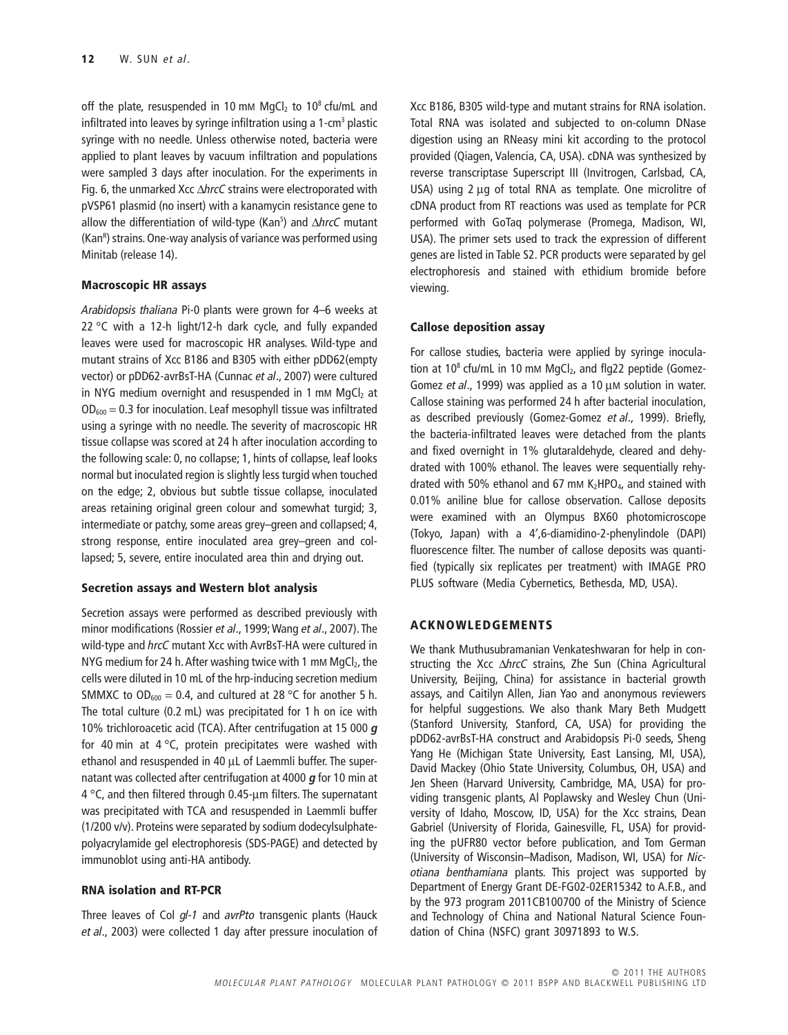off the plate, resuspended in 10 mM $MgCl_2$ to $10^8$ cfu/mL and infiltrated into leaves by syringe infiltration using a 1-$cm^3$ plastic syringe with no needle. Unless otherwise noted, bacteria were applied to plant leaves by vacuum infiltration and populations were sampled 3 days after inoculation. For the experiments in Fig. 6, the unmarked Xcc Δ*hrcC* strains were electroporated with pVSP61 plasmid (no insert) with a kanamycin resistance gene to allow the differentiation of wild-type ($Kan^S$) and Δ*hrcC* mutant ($Kan^R$) strains. One-way analysis of variance was performed using Minitab (release 14).

### Macroscopic HR assays

*Arabidopsis thaliana* Pi-0 plants were grown for 4–6 weeks at 22 °C with a 12-h light/12-h dark cycle, and fully expanded leaves were used for macroscopic HR analyses. Wild-type and mutant strains of Xcc B186 and B305 with either pDD62(empty vector) or pDD62-avrBsT-HA (Cunnac *et al*., 2007) were cultured in NYG medium overnight and resuspended in 1 mM $MgCl_2$ at $OD_{600} = 0.3$ for inoculation. Leaf mesophyll tissue was infiltrated using a syringe with no needle. The severity of macroscopic HR tissue collapse was scored at 24 h after inoculation according to the following scale: 0, no collapse; 1, hints of collapse, leaf looks normal but inoculated region is slightly less turgid when touched on the edge; 2, obvious but subtle tissue collapse, inoculated areas retaining original green colour and somewhat turgid; 3, intermediate or patchy, some areas grey–green and collapsed; 4, strong response, entire inoculated area grey–green and collapsed; 5, severe, entire inoculated area thin and drying out.

### Secretion assays and Western blot analysis

Secretion assays were performed as described previously with minor modifications (Rossier *et al*., 1999; Wang *et al*., 2007). The wild-type and *hrcC* mutant Xcc with AvrBsT-HA were cultured in NYG medium for 24 h. After washing twice with 1 mM $MgCl_2$, the cells were diluted in 10 mL of the hrp-inducing secretion medium SMMXC to $OD_{600} = 0.4$, and cultured at 28 °C for another 5 h. The total culture (0.2 mL) was precipitated for 1 h on ice with 10% trichloroacetic acid (TCA). After centrifugation at 15 000 ***g*** for 40 min at 4 °C, protein precipitates were washed with ethanol and resuspended in 40 μL of Laemmli buffer. The supernatant was collected after centrifugation at 4000 ***g*** for 10 min at 4 °C, and then filtered through 0.45-μm filters. The supernatant was precipitated with TCA and resuspended in Laemmli buffer (1/200 v/v). Proteins were separated by sodium dodecylsulphate-polyacrylamide gel electrophoresis (SDS-PAGE) and detected by immunoblot using anti-HA antibody.

### RNA isolation and RT-PCR

Three leaves of Col *gl-1* and *avrPto* transgenic plants (Hauck *et al*., 2003) were collected 1 day after pressure inoculation of Xcc B186, B305 wild-type and mutant strains for RNA isolation. Total RNA was isolated and subjected to on-column DNase digestion using an RNeasy mini kit according to the protocol provided (Qiagen, Valencia, CA, USA). cDNA was synthesized by reverse transcriptase Superscript III (Invitrogen, Carlsbad, CA, USA) using 2 μg of total RNA as template. One microlitre of cDNA product from RT reactions was used as template for PCR performed with GoTaq polymerase (Promega, Madison, WI, USA). The primer sets used to track the expression of different genes are listed in Table S2. PCR products were separated by gel electrophoresis and stained with ethidium bromide before viewing.

### Callose deposition assay

For callose studies, bacteria were applied by syringe inoculation at $10^8$ cfu/mL in 10 mM $MgCl_2$, and flg22 peptide (Gomez-Gomez *et al*., 1999) was applied as a 10 μM solution in water. Callose staining was performed 24 h after bacterial inoculation, as described previously (Gomez-Gomez *et al*., 1999). Briefly, the bacteria-infiltrated leaves were detached from the plants and fixed overnight in 1% glutaraldehyde, cleared and dehydrated with 100% ethanol. The leaves were sequentially rehydrated with 50% ethanol and 67 mM $K_2HPO_4$, and stained with 0.01% aniline blue for callose observation. Callose deposits were examined with an Olympus BX60 photomicroscope (Tokyo, Japan) with a 4′,6-diamidino-2-phenylindole (DAPI) fluorescence filter. The number of callose deposits was quantified (typically six replicates per treatment) with IMAGE PRO PLUS software (Media Cybernetics, Bethesda, MD, USA).

## ACKNOWLEDGEMENTS

We thank Muthusubramanian Venkateshwaran for help in constructing the Xcc Δ*hrcC* strains, Zhe Sun (China Agricultural University, Beijing, China) for assistance in bacterial growth assays, and Caitilyn Allen, Jian Yao and anonymous reviewers for helpful suggestions. We also thank Mary Beth Mudgett (Stanford University, Stanford, CA, USA) for providing the pDD62-avrBsT-HA construct and Arabidopsis Pi-0 seeds, Sheng Yang He (Michigan State University, East Lansing, MI, USA), David Mackey (Ohio State University, Columbus, OH, USA) and Jen Sheen (Harvard University, Cambridge, MA, USA) for providing transgenic plants, Al Poplawsky and Wesley Chun (University of Idaho, Moscow, ID, USA) for the Xcc strains, Dean Gabriel (University of Florida, Gainesville, FL, USA) for providing the pUFR80 vector before publication, and Tom German (University of Wisconsin–Madison, Madison, WI, USA) for *Nicotiana benthamiana* plants. This project was supported by Department of Energy Grant DE-FG02-02ER15342 to A.F.B., and by the 973 program 2011CB100700 of the Ministry of Science and Technology of China and National Natural Science Foundation of China (NSFC) grant 30971893 to W.S.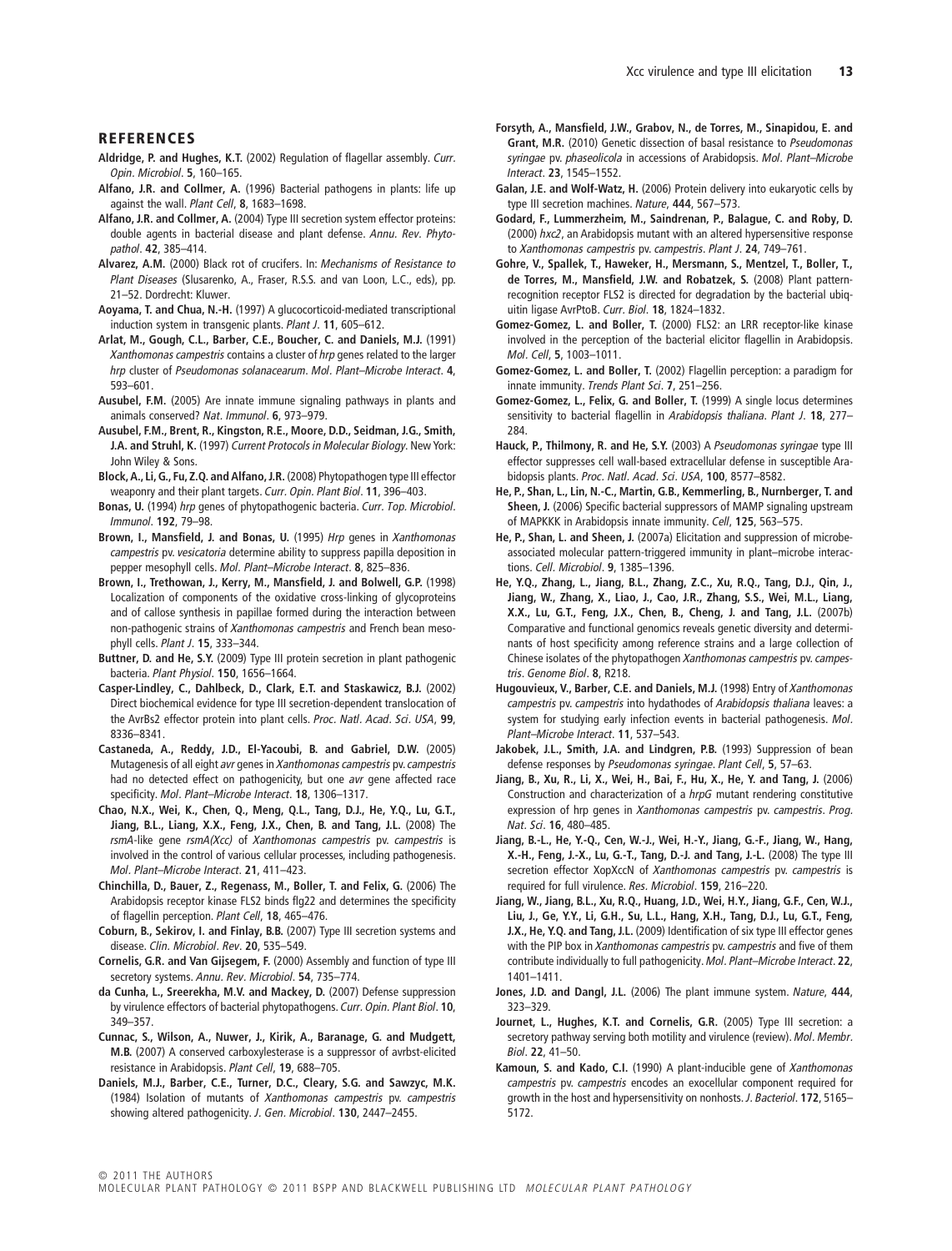## REFERENCES

**Aldridge, P. and Hughes, K.T.** (2002) Regulation of flagellar assembly. *Curr. Opin. Microbiol.* **5**, 160–165.

**Alfano, J.R. and Collmer, A.** (1996) Bacterial pathogens in plants: life up against the wall. *Plant Cell*, **8**, 1683–1698.

**Alfano, J.R. and Collmer, A.** (2004) Type III secretion system effector proteins: double agents in bacterial disease and plant defense. *Annu. Rev. Phytopathol.* **42**, 385–414.

**Alvarez, A.M.** (2000) Black rot of crucifers. In: *Mechanisms of Resistance to Plant Diseases* (Slusarenko, A., Fraser, R.S.S. and van Loon, L.C., eds), pp. 21–52. Dordrecht: Kluwer.

**Aoyama, T. and Chua, N.-H.** (1997) A glucocorticoid-mediated transcriptional induction system in transgenic plants. *Plant J.* **11**, 605–612.

**Arlat, M., Gough, C.L., Barber, C.E., Boucher, C. and Daniels, M.J.** (1991) *Xanthomonas campestris* contains a cluster of *hrp* genes related to the larger *hrp* cluster of *Pseudomonas solanacearum*. *Mol. Plant–Microbe Interact.* **4**, 593–601.

**Ausubel, F.M.** (2005) Are innate immune signaling pathways in plants and animals conserved? *Nat. Immunol.* **6**, 973–979.

**Ausubel, F.M., Brent, R., Kingston, R.E., Moore, D.D., Seidman, J.G., Smith, J.A. and Struhl, K.** (1997) *Current Protocols in Molecular Biology*. New York: John Wiley & Sons.

**Block, A., Li, G., Fu, Z.Q. and Alfano, J.R.** (2008) Phytopathogen type III effector weaponry and their plant targets. *Curr. Opin. Plant Biol.* **11**, 396–403.

**Bonas, U.** (1994) *hrp* genes of phytopathogenic bacteria. *Curr. Top. Microbiol. Immunol.* **192**, 79–98.

**Brown, I., Mansfield, J. and Bonas, U.** (1995) *Hrp* genes in *Xanthomonas campestris* pv. *vesicatoria* determine ability to suppress papilla deposition in pepper mesophyll cells. *Mol. Plant–Microbe Interact.* **8**, 825–836.

**Brown, I., Trethowan, J., Kerry, M., Mansfield, J. and Bolwell, G.P.** (1998) Localization of components of the oxidative cross-linking of glycoproteins and of callose synthesis in papillae formed during the interaction between non-pathogenic strains of *Xanthomonas campestris* and French bean mesophyll cells. *Plant J.* **15**, 333–344.

**Buttner, D. and He, S.Y.** (2009) Type III protein secretion in plant pathogenic bacteria. *Plant Physiol.* **150**, 1656–1664.

**Casper-Lindley, C., Dahlbeck, D., Clark, E.T. and Staskawicz, B.J.** (2002) Direct biochemical evidence for type III secretion-dependent translocation of the AvrBs2 effector protein into plant cells. *Proc. Natl. Acad. Sci. USA*, **99**, 8336–8341.

**Castaneda, A., Reddy, J.D., El-Yacoubi, B. and Gabriel, D.W.** (2005) Mutagenesis of all eight *avr* genes in *Xanthomonas campestris* pv. *campestris* had no detected effect on pathogenicity, but one *avr* gene affected race specificity. *Mol. Plant–Microbe Interact.* **18**, 1306–1317.

**Chao, N.X., Wei, K., Chen, Q., Meng, Q.L., Tang, D.J., He, Y.Q., Lu, G.T., Jiang, B.L., Liang, X.X., Feng, J.X., Chen, B. and Tang, J.L.** (2008) The *rsmA*-like gene *rsmA(Xcc)* of *Xanthomonas campestris* pv. *campestris* is involved in the control of various cellular processes, including pathogenesis. *Mol. Plant–Microbe Interact.* **21**, 411–423.

**Chinchilla, D., Bauer, Z., Regenass, M., Boller, T. and Felix, G.** (2006) The Arabidopsis receptor kinase FLS2 binds flg22 and determines the specificity of flagellin perception. *Plant Cell*, **18**, 465–476.

**Coburn, B., Sekirov, I. and Finlay, B.B.** (2007) Type III secretion systems and disease. *Clin. Microbiol. Rev.* **20**, 535–549.

**Cornelis, G.R. and Van Gijsegem, F.** (2000) Assembly and function of type III secretory systems. *Annu. Rev. Microbiol.* **54**, 735–774.

**da Cunha, L., Sreerekha, M.V. and Mackey, D.** (2007) Defense suppression by virulence effectors of bacterial phytopathogens. *Curr. Opin. Plant Biol.* **10**, 349–357.

**Cunnac, S., Wilson, A., Nuwer, J., Kirik, A., Baranage, G. and Mudgett, M.B.** (2007) A conserved carboxylesterase is a suppressor of avrbst-elicited resistance in Arabidopsis. *Plant Cell*, **19**, 688–705.

**Daniels, M.J., Barber, C.E., Turner, D.C., Cleary, S.G. and Sawzyc, M.K.** (1984) Isolation of mutants of *Xanthomonas campestris* pv. *campestris* showing altered pathogenicity. *J. Gen. Microbiol.* **130**, 2447–2455.

**Forsyth, A., Mansfield, J.W., Grabov, N., de Torres, M., Sinapidou, E. and Grant, M.R.** (2010) Genetic dissection of basal resistance to *Pseudomonas syringae* pv. *phaseolicola* in accessions of Arabidopsis. *Mol. Plant–Microbe Interact.* **23**, 1545–1552.

**Galan, J.E. and Wolf-Watz, H.** (2006) Protein delivery into eukaryotic cells by type III secretion machines. *Nature*, **444**, 567–573.

**Godard, F., Lummerzheim, M., Saindrenan, P., Balague, C. and Roby, D.** (2000) *hxc2*, an Arabidopsis mutant with an altered hypersensitive response to *Xanthomonas campestris* pv. *campestris*. *Plant J.* **24**, 749–761.

**Gohre, V., Spallek, T., Haweker, H., Mersmann, S., Mentzel, T., Boller, T., de Torres, M., Mansfield, J.W. and Robatzek, S.** (2008) Plant pattern-recognition receptor FLS2 is directed for degradation by the bacterial ubiquitin ligase AvrPtoB. *Curr. Biol.* **18**, 1824–1832.

**Gomez-Gomez, L. and Boller, T.** (2000) FLS2: an LRR receptor-like kinase involved in the perception of the bacterial elicitor flagellin in Arabidopsis. *Mol. Cell*, **5**, 1003–1011.

**Gomez-Gomez, L. and Boller, T.** (2002) Flagellin perception: a paradigm for innate immunity. *Trends Plant Sci.* **7**, 251–256.

**Gomez-Gomez, L., Felix, G. and Boller, T.** (1999) A single locus determines sensitivity to bacterial flagellin in *Arabidopsis thaliana*. *Plant J.* **18**, 277–284.

**Hauck, P., Thilmony, R. and He, S.Y.** (2003) A *Pseudomonas syringae* type III effector suppresses cell wall-based extracellular defense in susceptible Arabidopsis plants. *Proc. Natl. Acad. Sci. USA*, **100**, 8577–8582.

**He, P., Shan, L., Lin, N.-C., Martin, G.B., Kemmerling, B., Nurnberger, T. and Sheen, J.** (2006) Specific bacterial suppressors of MAMP signaling upstream of MAPKKK in Arabidopsis innate immunity. *Cell*, **125**, 563–575.

**He, P., Shan, L. and Sheen, J.** (2007a) Elicitation and suppression of microbe-associated molecular pattern-triggered immunity in plant–microbe interactions. *Cell. Microbiol.* **9**, 1385–1396.

**He, Y.Q., Zhang, L., Jiang, B.L., Zhang, Z.C., Xu, R.Q., Tang, D.J., Qin, J., Jiang, W., Zhang, X., Liao, J., Cao, J.R., Zhang, S.S., Wei, M.L., Liang, X.X., Lu, G.T., Feng, J.X., Chen, B., Cheng, J. and Tang, J.L.** (2007b) Comparative and functional genomics reveals genetic diversity and determinants of host specificity among reference strains and a large collection of Chinese isolates of the phytopathogen *Xanthomonas campestris* pv. *campestris*. *Genome Biol.* **8**, R218.

**Hugouvieux, V., Barber, C.E. and Daniels, M.J.** (1998) Entry of *Xanthomonas campestris* pv. *campestris* into hydathodes of *Arabidopsis thaliana* leaves: a system for studying early infection events in bacterial pathogenesis. *Mol. Plant–Microbe Interact.* **11**, 537–543.

**Jakobek, J.L., Smith, J.A. and Lindgren, P.B.** (1993) Suppression of bean defense responses by *Pseudomonas syringae*. *Plant Cell*, **5**, 57–63.

**Jiang, B., Xu, R., Li, X., Wei, H., Bai, F., Hu, X., He, Y. and Tang, J.** (2006) Construction and characterization of a *hrpG* mutant rendering constitutive expression of hrp genes in *Xanthomonas campestris* pv. *campestris*. *Prog. Nat. Sci.* **16**, 480–485.

**Jiang, B.-L., He, Y.-Q., Cen, W.-J., Wei, H.-Y., Jiang, G.-F., Jiang, W., Hang, X.-H., Feng, J.-X., Lu, G.-T., Tang, D.-J. and Tang, J.-L.** (2008) The type III secretion effector XopXccN of *Xanthomonas campestris* pv. *campestris* is required for full virulence. *Res. Microbiol.* **159**, 216–220.

**Jiang, W., Jiang, B.L., Xu, R.Q., Huang, J.D., Wei, H.Y., Jiang, G.F., Cen, W.J., Liu, J., Ge, Y.Y., Li, G.H., Su, L.L., Hang, X.H., Tang, D.J., Lu, G.T., Feng, J.X., He, Y.Q. and Tang, J.L.** (2009) Identification of six type III effector genes with the PIP box in *Xanthomonas campestris* pv. *campestris* and five of them contribute individually to full pathogenicity. *Mol. Plant–Microbe Interact.* **22**, 1401–1411.

**Jones, J.D. and Dangl, J.L.** (2006) The plant immune system. *Nature*, **444**, 323–329.

**Journet, L., Hughes, K.T. and Cornelis, G.R.** (2005) Type III secretion: a secretory pathway serving both motility and virulence (review). *Mol. Membr. Biol.* **22**, 41–50.

**Kamoun, S. and Kado, C.I.** (1990) A plant-inducible gene of *Xanthomonas campestris* pv. *campestris* encodes an exocellular component required for growth in the host and hypersensitivity on nonhosts. *J. Bacteriol.* **172**, 5165–5172.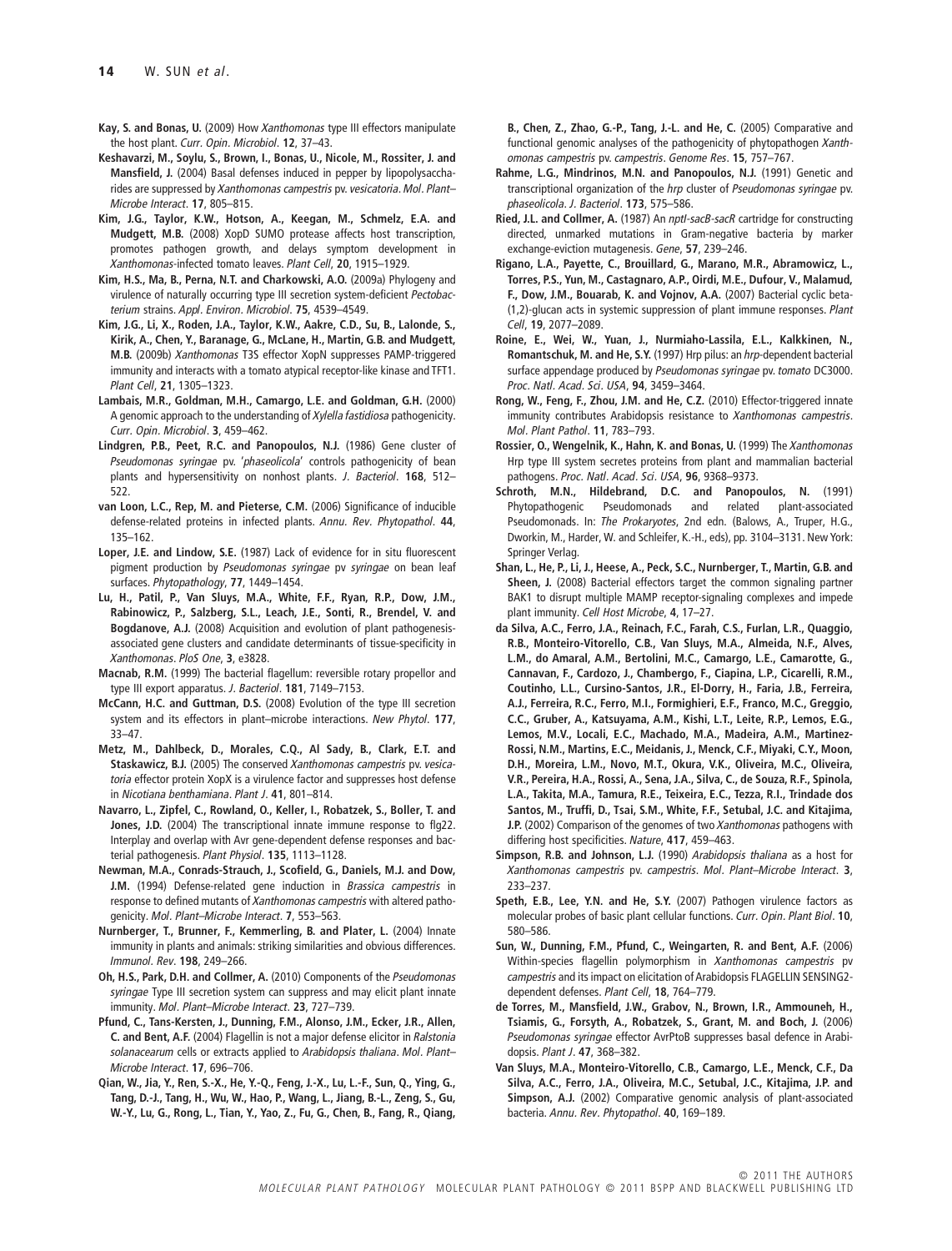**Kay, S. and Bonas, U.** (2009) How *Xanthomonas* type III effectors manipulate the host plant. *Curr. Opin. Microbiol*. **12**, 37–43.

**Keshavarzi, M., Soylu, S., Brown, I., Bonas, U., Nicole, M., Rossiter, J. and Mansfield, J.** (2004) Basal defenses induced in pepper by lipopolysaccharides are suppressed by *Xanthomonas campestris* pv. *vesicatoria*. *Mol. Plant–Microbe Interact*. **17**, 805–815.

**Kim, J.G., Taylor, K.W., Hotson, A., Keegan, M., Schmelz, E.A. and Mudgett, M.B.** (2008) XopD SUMO protease affects host transcription, promotes pathogen growth, and delays symptom development in *Xanthomonas*-infected tomato leaves. *Plant Cell*, **20**, 1915–1929.

**Kim, H.S., Ma, B., Perna, N.T. and Charkowski, A.O.** (2009a) Phylogeny and virulence of naturally occurring type III secretion system-deficient *Pectobacterium* strains. *Appl. Environ. Microbiol*. **75**, 4539–4549.

**Kim, J.G., Li, X., Roden, J.A., Taylor, K.W., Aakre, C.D., Su, B., Lalonde, S., Kirik, A., Chen, Y., Baranage, G., McLane, H., Martin, G.B. and Mudgett, M.B.** (2009b) *Xanthomonas* T3S effector XopN suppresses PAMP-triggered immunity and interacts with a tomato atypical receptor-like kinase and TFT1. *Plant Cell*, **21**, 1305–1323.

**Lambais, M.R., Goldman, M.H., Camargo, L.E. and Goldman, G.H.** (2000) A genomic approach to the understanding of *Xylella fastidiosa* pathogenicity. *Curr. Opin. Microbiol*. **3**, 459–462.

**Lindgren, P.B., Peet, R.C. and Panopoulos, N.J.** (1986) Gene cluster of *Pseudomonas syringae* pv. '*phaseolicola*' controls pathogenicity of bean plants and hypersensitivity on nonhost plants. *J. Bacteriol*. **168**, 512–522.

**van Loon, L.C., Rep, M. and Pieterse, C.M.** (2006) Significance of inducible defense-related proteins in infected plants. *Annu. Rev. Phytopathol*. **44**, 135–162.

**Loper, J.E. and Lindow, S.E.** (1987) Lack of evidence for in situ fluorescent pigment production by *Pseudomonas syringae* pv *syringae* on bean leaf surfaces. *Phytopathology*, **77**, 1449–1454.

**Lu, H., Patil, P., Van Sluys, M.A., White, F.F., Ryan, R.P., Dow, J.M., Rabinowicz, P., Salzberg, S.L., Leach, J.E., Sonti, R., Brendel, V. and Bogdanove, A.J.** (2008) Acquisition and evolution of plant pathogenesis-associated gene clusters and candidate determinants of tissue-specificity in *Xanthomonas*. *PloS One*, **3**, e3828.

**Macnab, R.M.** (1999) The bacterial flagellum: reversible rotary propellor and type III export apparatus. *J. Bacteriol*. **181**, 7149–7153.

**McCann, H.C. and Guttman, D.S.** (2008) Evolution of the type III secretion system and its effectors in plant–microbe interactions. *New Phytol*. **177**, 33–47.

**Metz, M., Dahlbeck, D., Morales, C.Q., Al Sady, B., Clark, E.T. and Staskawicz, B.J.** (2005) The conserved *Xanthomonas campestris* pv. *vesicatoria* effector protein XopX is a virulence factor and suppresses host defense in *Nicotiana benthamiana*. *Plant J*. **41**, 801–814.

**Navarro, L., Zipfel, C., Rowland, O., Keller, I., Robatzek, S., Boller, T. and Jones, J.D.** (2004) The transcriptional innate immune response to flg22. Interplay and overlap with Avr gene-dependent defense responses and bacterial pathogenesis. *Plant Physiol*. **135**, 1113–1128.

**Newman, M.A., Conrads-Strauch, J., Scofield, G., Daniels, M.J. and Dow, J.M.** (1994) Defense-related gene induction in *Brassica campestris* in response to defined mutants of *Xanthomonas campestris* with altered pathogenicity. *Mol. Plant–Microbe Interact*. **7**, 553–563.

**Nurnberger, T., Brunner, F., Kemmerling, B. and Plater, L.** (2004) Innate immunity in plants and animals: striking similarities and obvious differences. *Immunol. Rev*. **198**, 249–266.

**Oh, H.S., Park, D.H. and Collmer, A.** (2010) Components of the *Pseudomonas syringae* Type III secretion system can suppress and may elicit plant innate immunity. *Mol. Plant–Microbe Interact*. **23**, 727–739.

**Pfund, C., Tans-Kersten, J., Dunning, F.M., Alonso, J.M., Ecker, J.R., Allen, C. and Bent, A.F.** (2004) Flagellin is not a major defense elicitor in *Ralstonia solanacearum* cells or extracts applied to *Arabidopsis thaliana*. *Mol. Plant–Microbe Interact*. **17**, 696–706.

**Qian, W., Jia, Y., Ren, S.-X., He, Y.-Q., Feng, J.-X., Lu, L.-F., Sun, Q., Ying, G., Tang, D.-J., Tang, H., Wu, W., Hao, P., Wang, L., Jiang, B.-L., Zeng, S., Gu, W.-Y., Lu, G., Rong, L., Tian, Y., Yao, Z., Fu, G., Chen, B., Fang, R., Qiang, B., Chen, Z., Zhao, G.-P., Tang, J.-L. and He, C.** (2005) Comparative and functional genomic analyses of the pathogenicity of phytopathogen *Xanthomonas campestris* pv. *campestris*. *Genome Res*. **15**, 757–767.

**Rahme, L.G., Mindrinos, M.N. and Panopoulos, N.J.** (1991) Genetic and transcriptional organization of the *hrp* cluster of *Pseudomonas syringae* pv. *phaseolicola*. *J. Bacteriol*. **173**, 575–586.

**Ried, J.L. and Collmer, A.** (1987) An *nptI-sacB-sacR* cartridge for constructing directed, unmarked mutations in Gram-negative bacteria by marker exchange-eviction mutagenesis. *Gene*, **57**, 239–246.

**Rigano, L.A., Payette, C., Brouillard, G., Marano, M.R., Abramowicz, L., Torres, P.S., Yun, M., Castagnaro, A.P., Oirdi, M.E., Dufour, V., Malamud, F., Dow, J.M., Bouarab, K. and Vojnov, A.A.** (2007) Bacterial cyclic beta-(1,2)-glucan acts in systemic suppression of plant immune responses. *Plant Cell*, **19**, 2077–2089.

**Roine, E., Wei, W., Yuan, J., Nurmiaho-Lassila, E.L., Kalkkinen, N., Romantschuk, M. and He, S.Y.** (1997) Hrp pilus: an *hrp*-dependent bacterial surface appendage produced by *Pseudomonas syringae* pv. *tomato* DC3000. *Proc. Natl. Acad. Sci. USA*, **94**, 3459–3464.

**Rong, W., Feng, F., Zhou, J.M. and He, C.Z.** (2010) Effector-triggered innate immunity contributes Arabidopsis resistance to *Xanthomonas campestris*. *Mol. Plant Pathol*. **11**, 783–793.

**Rossier, O., Wengelnik, K., Hahn, K. and Bonas, U.** (1999) The *Xanthomonas* Hrp type III system secretes proteins from plant and mammalian bacterial pathogens. *Proc. Natl. Acad. Sci. USA*, **96**, 9368–9373.

**Schroth, M.N., Hildebrand, D.C. and Panopoulos, N.** (1991) Phytopathogenic Pseudomonads and related plant-associated Pseudomonads. In: *The Prokaryotes*, 2nd edn. (Balows, A., Truper, H.G., Dworkin, M., Harder, W. and Schleifer, K.-H., eds), pp. 3104–3131. New York: Springer Verlag.

**Shan, L., He, P., Li, J., Heese, A., Peck, S.C., Nurnberger, T., Martin, G.B. and Sheen, J.** (2008) Bacterial effectors target the common signaling partner BAK1 to disrupt multiple MAMP receptor-signaling complexes and impede plant immunity. *Cell Host Microbe*, **4**, 17–27.

**da Silva, A.C., Ferro, J.A., Reinach, F.C., Farah, C.S., Furlan, L.R., Quaggio, R.B., Monteiro-Vitorello, C.B., Van Sluys, M.A., Almeida, N.F., Alves, L.M., do Amaral, A.M., Bertolini, M.C., Camargo, L.E., Camarotte, G., Cannavan, F., Cardozo, J., Chambergo, F., Ciapina, L.P., Cicarelli, R.M., Coutinho, L.L., Cursino-Santos, J.R., El-Dorry, H., Faria, J.B., Ferreira, A.J., Ferreira, R.C., Ferro, M.I., Formighieri, E.F., Franco, M.C., Greggio, C.C., Gruber, A., Katsuyama, A.M., Kishi, L.T., Leite, R.P., Lemos, E.G., Lemos, M.V., Locali, E.C., Machado, M.A., Madeira, A.M., Martinez-Rossi, N.M., Martins, E.C., Meidanis, J., Menck, C.F., Miyaki, C.Y., Moon, D.H., Moreira, L.M., Novo, M.T., Okura, V.K., Oliveira, M.C., Oliveira, V.R., Pereira, H.A., Rossi, A., Sena, J.A., Silva, C., de Souza, R.F., Spinola, L.A., Takita, M.A., Tamura, R.E., Teixeira, E.C., Tezza, R.I., Trindade dos Santos, M., Truffi, D., Tsai, S.M., White, F.F., Setubal, J.C. and Kitajima, J.P.** (2002) Comparison of the genomes of two *Xanthomonas* pathogens with differing host specificities. *Nature*, **417**, 459–463.

**Simpson, R.B. and Johnson, L.J.** (1990) *Arabidopsis thaliana* as a host for *Xanthomonas campestris* pv. *campestris*. *Mol. Plant–Microbe Interact*. **3**, 233–237.

**Speth, E.B., Lee, Y.N. and He, S.Y.** (2007) Pathogen virulence factors as molecular probes of basic plant cellular functions. *Curr. Opin. Plant Biol*. **10**, 580–586.

**Sun, W., Dunning, F.M., Pfund, C., Weingarten, R. and Bent, A.F.** (2006) Within-species flagellin polymorphism in *Xanthomonas campestris* pv *campestris* and its impact on elicitation of Arabidopsis FLAGELLIN SENSING2-dependent defenses. *Plant Cell*, **18**, 764–779.

**de Torres, M., Mansfield, J.W., Grabov, N., Brown, I.R., Ammouneh, H., Tsiamis, G., Forsyth, A., Robatzek, S., Grant, M. and Boch, J.** (2006) *Pseudomonas syringae* effector AvrPtoB suppresses basal defence in Arabidopsis. *Plant J*. **47**, 368–382.

**Van Sluys, M.A., Monteiro-Vitorello, C.B., Camargo, L.E., Menck, C.F., Da Silva, A.C., Ferro, J.A., Oliveira, M.C., Setubal, J.C., Kitajima, J.P. and Simpson, A.J.** (2002) Comparative genomic analysis of plant-associated bacteria. *Annu. Rev. Phytopathol*. **40**, 169–189.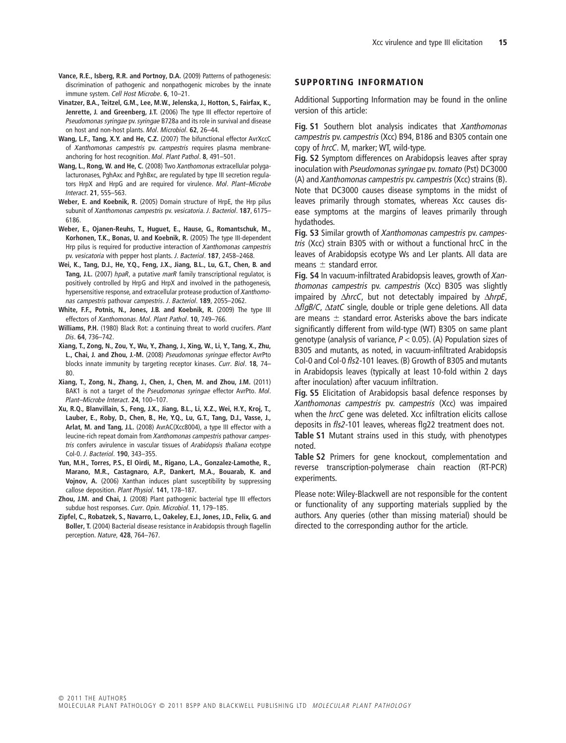**Vance, R.E., Isberg, R.R. and Portnoy, D.A.** (2009) Patterns of pathogenesis: discrimination of pathogenic and nonpathogenic microbes by the innate immune system. *Cell Host Microbe*. **6**, 10–21.

**Vinatzer, B.A., Teitzel, G.M., Lee, M.W., Jelenska, J., Hotton, S., Fairfax, K., Jenrette, J. and Greenberg, J.T.** (2006) The type III effector repertoire of *Pseudomonas syringae* pv. *syringae* B728a and its role in survival and disease on host and non-host plants. *Mol. Microbiol*. **62**, 26–44.

**Wang, L.F., Tang, X.Y. and He, C.Z.** (2007) The bifunctional effector AvrXccC of *Xanthomonas campestris* pv. *campestris* requires plasma membrane-anchoring for host recognition. *Mol. Plant Pathol*. **8**, 491–501.

**Wang, L., Rong, W. and He, C.** (2008) Two *Xanthomonas* extracellular polygalacturonases, PghAxc and PghBxc, are regulated by type III secretion regulators HrpX and HrpG and are required for virulence. *Mol. Plant–Microbe Interact*. **21**, 555–563.

**Weber, E. and Koebnik, R.** (2005) Domain structure of HrpE, the Hrp pilus subunit of *Xanthomonas campestris* pv. *vesicatoria*. *J. Bacteriol*. **187**, 6175–6186.

**Weber, E., Ojanen-Reuhs, T., Huguet, E., Hause, G., Romantschuk, M., Korhonen, T.K., Bonas, U. and Koebnik, R.** (2005) The type III-dependent Hrp pilus is required for productive interaction of *Xanthomonas campestris* pv. *vesicatoria* with pepper host plants. *J. Bacteriol*. **187**, 2458–2468.

**Wei, K., Tang, D.J., He, Y.Q., Feng, J.X., Jiang, B.L., Lu, G.T., Chen, B. and Tang, J.L.** (2007) *hpaR*, a putative *marR* family transcriptional regulator, is positively controlled by HrpG and HrpX and involved in the pathogenesis, hypersensitive response, and extracellular protease production of *Xanthomonas campestris* pathovar *campestris*. *J. Bacteriol*. **189**, 2055–2062.

**White, F.F., Potnis, N., Jones, J.B. and Koebnik, R.** (2009) The type III effectors of *Xanthomonas*. *Mol. Plant Pathol*. **10**, 749–766.

**Williams, P.H.** (1980) Black Rot: a continuing threat to world crucifers. *Plant Dis*. **64**, 736–742.

**Xiang, T., Zong, N., Zou, Y., Wu, Y., Zhang, J., Xing, W., Li, Y., Tang, X., Zhu, L., Chai, J. and Zhou, J.-M.** (2008) *Pseudomonas syringae* effector AvrPto blocks innate immunity by targeting receptor kinases. *Curr. Biol*. **18**, 74–80.

**Xiang, T., Zong, N., Zhang, J., Chen, J., Chen, M. and Zhou, J.M.** (2011) BAK1 is not a target of the *Pseudomonas syringae* effector AvrPto. *Mol. Plant–Microbe Interact*. **24**, 100–107.

**Xu, R.Q., Blanvillain, S., Feng, J.X., Jiang, B.L., Li, X.Z., Wei, H.Y., Kroj, T., Lauber, E., Roby, D., Chen, B., He, Y.Q., Lu, G.T., Tang, D.J., Vasse, J., Arlat, M. and Tang, J.L.** (2008) AvrAC(Xcc8004), a type III effector with a leucine-rich repeat domain from *Xanthomonas campestris* pathovar *campestris* confers avirulence in vascular tissues of *Arabidopsis thaliana* ecotype Col-0. *J. Bacteriol*. **190**, 343–355.

**Yun, M.H., Torres, P.S., El Oirdi, M., Rigano, L.A., Gonzalez-Lamothe, R., Marano, M.R., Castagnaro, A.P., Dankert, M.A., Bouarab, K. and Vojnov, A.** (2006) Xanthan induces plant susceptibility by suppressing callose deposition. *Plant Physiol*. **141**, 178–187.

**Zhou, J.M. and Chai, J.** (2008) Plant pathogenic bacterial type III effectors subdue host responses. *Curr. Opin. Microbiol*. **11**, 179–185.

**Zipfel, C., Robatzek, S., Navarro, L., Oakeley, E.J., Jones, J.D., Felix, G. and Boller, T.** (2004) Bacterial disease resistance in Arabidopsis through flagellin perception. *Nature*, **428**, 764–767.

## SUPPORTING INFORMATION

Additional Supporting Information may be found in the online version of this article:

**Fig. S1** Southern blot analysis indicates that *Xanthomonas campestris* pv. *campestris* (Xcc) B94, B186 and B305 contain one copy of *hrcC*. M, marker; WT, wild-type.

**Fig. S2** Symptom differences on Arabidopsis leaves after spray inoculation with *Pseudomonas syringae* pv. *tomato* (Pst) DC3000 (A) and *Xanthomonas campestris* pv. *campestris* (Xcc) strains (B). Note that DC3000 causes disease symptoms in the midst of leaves primarily through stomates, whereas Xcc causes disease symptoms at the margins of leaves primarily through hydathodes.

**Fig. S3** Similar growth of *Xanthomonas campestris* pv. *campestris* (Xcc) strain B305 with or without a functional hrcC in the leaves of Arabidopsis ecotype Ws and Ler plants. All data are means ± standard error.

**Fig. S4** In vacuum-infiltrated Arabidopsis leaves, growth of *Xanthomonas campestris* pv. *campestris* (Xcc) B305 was slightly impaired by $\Delta$*hrcC*, but not detectably impaired by $\Delta$*hrpE*, $\Delta$*flgB/C*, $\Delta$*tatC* single, double or triple gene deletions. All data are means ± standard error. Asterisks above the bars indicate significantly different from wild-type (WT) B305 on same plant genotype (analysis of variance, $P < 0.05$). (A) Population sizes of B305 and mutants, as noted, in vacuum-infiltrated Arabidopsis Col-0 and Col-0 *fls*2-101 leaves. (B) Growth of B305 and mutants in Arabidopsis leaves (typically at least 10-fold within 2 days after inoculation) after vacuum infiltration.

**Fig. S5** Elicitation of Arabidopsis basal defence responses by *Xanthomonas campestris* pv. *campestris* (Xcc) was impaired when the *hrcC* gene was deleted. Xcc infiltration elicits callose deposits in *fls2*-101 leaves, whereas flg22 treatment does not.

**Table S1** Mutant strains used in this study, with phenotypes noted.

**Table S2** Primers for gene knockout, complementation and reverse transcription-polymerase chain reaction (RT-PCR) experiments.

Please note: Wiley-Blackwell are not responsible for the content or functionality of any supporting materials supplied by the authors. Any queries (other than missing material) should be directed to the corresponding author for the article.